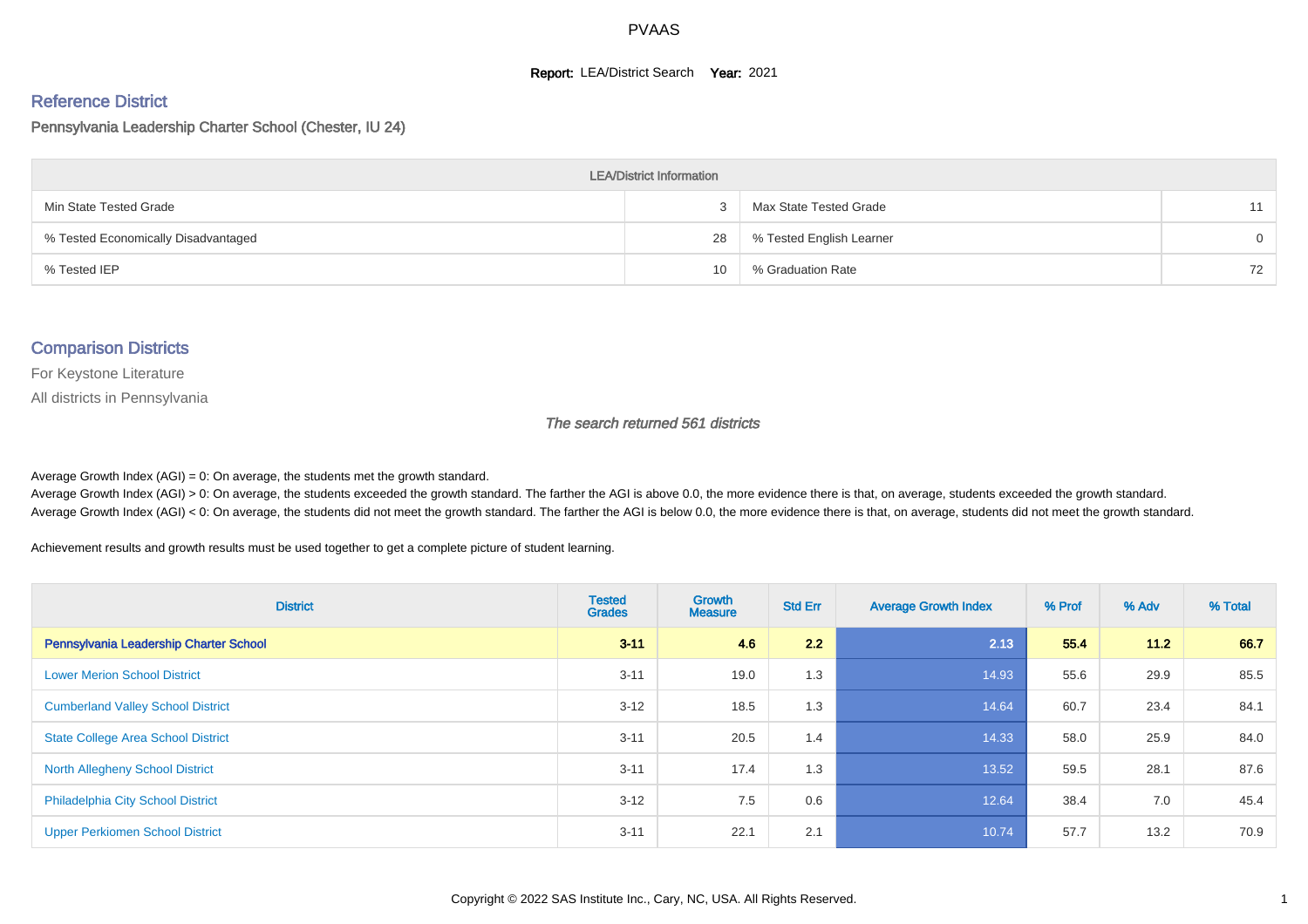# PVAAS

**Report:** LEA/District Search **Year:** 2021

## Reference District

Pennsylvania Leadership Charter School (Chester, IU 24)

| LEA/District Information | | | |
|---|---|---|---|
| Min State Tested Grade | 3 | Max State Tested Grade | 11 |
| % Tested Economically Disadvantaged | 28 | % Tested English Learner | 0 |
| % Tested IEP | 10 | % Graduation Rate | 72 |

## Comparison Districts

For Keystone Literature

All districts in Pennsylvania

*The search returned 561 districts*

Average Growth Index (AGI) = 0: On average, the students met the growth standard.
Average Growth Index (AGI) > 0: On average, the students exceeded the growth standard. The farther the AGI is above 0.0, the more evidence there is that, on average, students exceeded the growth standard.
Average Growth Index (AGI) < 0: On average, the students did not meet the growth standard. The farther the AGI is below 0.0, the more evidence there is that, on average, students did not meet the growth standard.

Achievement results and growth results must be used together to get a complete picture of student learning.

| District | Tested Grades | Growth Measure | Std Err | Average Growth Index | % Prof | % Adv | % Total |
|---|---|---|---|---|---|---|---|
| **Pennsylvania Leadership Charter School** | **3-11** | **4.6** | **2.2** | **2.13** | **55.4** | **11.2** | **66.7** |
| Lower Merion School District | 3-11 | 19.0 | 1.3 | 14.93 | 55.6 | 29.9 | 85.5 |
| Cumberland Valley School District | 3-12 | 18.5 | 1.3 | 14.64 | 60.7 | 23.4 | 84.1 |
| State College Area School District | 3-11 | 20.5 | 1.4 | 14.33 | 58.0 | 25.9 | 84.0 |
| North Allegheny School District | 3-11 | 17.4 | 1.3 | 13.52 | 59.5 | 28.1 | 87.6 |
| Philadelphia City School District | 3-12 | 7.5 | 0.6 | 12.64 | 38.4 | 7.0 | 45.4 |
| Upper Perkiomen School District | 3-11 | 22.1 | 2.1 | 10.74 | 57.7 | 13.2 | 70.9 |

Copyright © 2022 SAS Institute Inc., Cary, NC, USA. All Rights Reserved.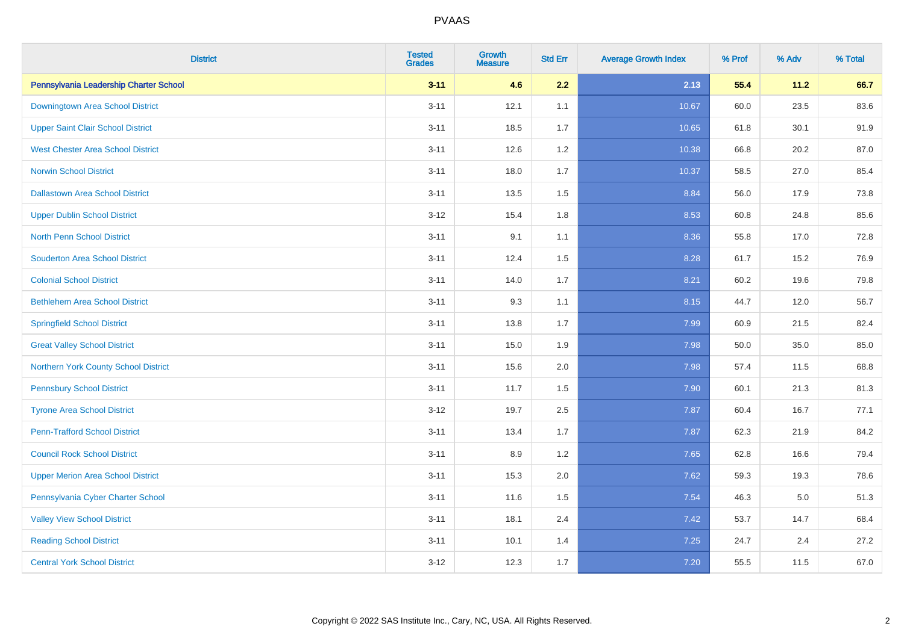| District | Tested Grades | Growth Measure | Std Err | Average Growth Index | % Prof | % Adv | % Total |
|---|---|---|---|---|---|---|---|
| **Pennsylvania Leadership Charter School** | **3-11** | **4.6** | **2.2** | **2.13** | **55.4** | **11.2** | **66.7** |
| Downingtown Area School District | 3-11 | 12.1 | 1.1 | 10.67 | 60.0 | 23.5 | 83.6 |
| Upper Saint Clair School District | 3-11 | 18.5 | 1.7 | 10.65 | 61.8 | 30.1 | 91.9 |
| West Chester Area School District | 3-11 | 12.6 | 1.2 | 10.38 | 66.8 | 20.2 | 87.0 |
| Norwin School District | 3-11 | 18.0 | 1.7 | 10.37 | 58.5 | 27.0 | 85.4 |
| Dallastown Area School District | 3-11 | 13.5 | 1.5 | 8.84 | 56.0 | 17.9 | 73.8 |
| Upper Dublin School District | 3-12 | 15.4 | 1.8 | 8.53 | 60.8 | 24.8 | 85.6 |
| North Penn School District | 3-11 | 9.1 | 1.1 | 8.36 | 55.8 | 17.0 | 72.8 |
| Souderton Area School District | 3-11 | 12.4 | 1.5 | 8.28 | 61.7 | 15.2 | 76.9 |
| Colonial School District | 3-11 | 14.0 | 1.7 | 8.21 | 60.2 | 19.6 | 79.8 |
| Bethlehem Area School District | 3-11 | 9.3 | 1.1 | 8.15 | 44.7 | 12.0 | 56.7 |
| Springfield School District | 3-11 | 13.8 | 1.7 | 7.99 | 60.9 | 21.5 | 82.4 |
| Great Valley School District | 3-11 | 15.0 | 1.9 | 7.98 | 50.0 | 35.0 | 85.0 |
| Northern York County School District | 3-11 | 15.6 | 2.0 | 7.98 | 57.4 | 11.5 | 68.8 |
| Pennsbury School District | 3-11 | 11.7 | 1.5 | 7.90 | 60.1 | 21.3 | 81.3 |
| Tyrone Area School District | 3-12 | 19.7 | 2.5 | 7.87 | 60.4 | 16.7 | 77.1 |
| Penn-Trafford School District | 3-11 | 13.4 | 1.7 | 7.87 | 62.3 | 21.9 | 84.2 |
| Council Rock School District | 3-11 | 8.9 | 1.2 | 7.65 | 62.8 | 16.6 | 79.4 |
| Upper Merion Area School District | 3-11 | 15.3 | 2.0 | 7.62 | 59.3 | 19.3 | 78.6 |
| Pennsylvania Cyber Charter School | 3-11 | 11.6 | 1.5 | 7.54 | 46.3 | 5.0 | 51.3 |
| Valley View School District | 3-11 | 18.1 | 2.4 | 7.42 | 53.7 | 14.7 | 68.4 |
| Reading School District | 3-11 | 10.1 | 1.4 | 7.25 | 24.7 | 2.4 | 27.2 |
| Central York School District | 3-12 | 12.3 | 1.7 | 7.20 | 55.5 | 11.5 | 67.0 |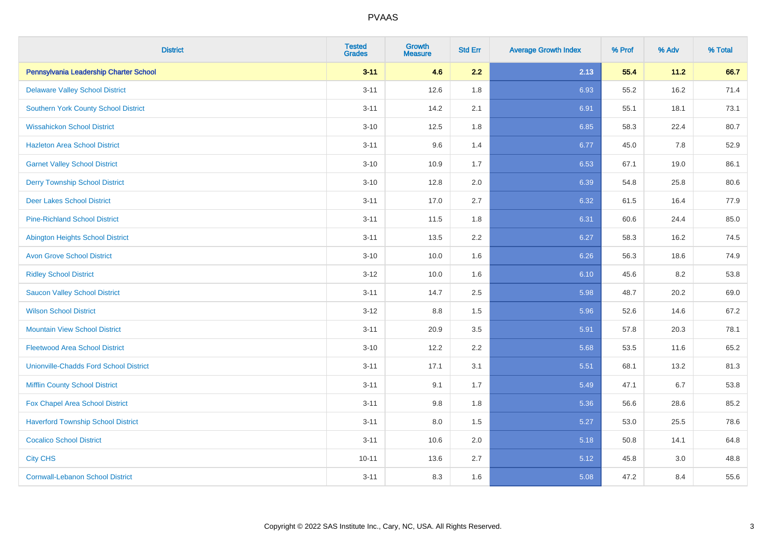# PVAAS

| District | Tested Grades | Growth Measure | Std Err | Average Growth Index | % Prof | % Adv | % Total |
|---|---|---|---|---|---|---|---|
| **Pennsylvania Leadership Charter School** | **3-11** | **4.6** | **2.2** | **2.13** | **55.4** | **11.2** | **66.7** |
| Delaware Valley School District | 3-11 | 12.6 | 1.8 | 6.93 | 55.2 | 16.2 | 71.4 |
| Southern York County School District | 3-11 | 14.2 | 2.1 | 6.91 | 55.1 | 18.1 | 73.1 |
| Wissahickon School District | 3-10 | 12.5 | 1.8 | 6.85 | 58.3 | 22.4 | 80.7 |
| Hazleton Area School District | 3-11 | 9.6 | 1.4 | 6.77 | 45.0 | 7.8 | 52.9 |
| Garnet Valley School District | 3-10 | 10.9 | 1.7 | 6.53 | 67.1 | 19.0 | 86.1 |
| Derry Township School District | 3-10 | 12.8 | 2.0 | 6.39 | 54.8 | 25.8 | 80.6 |
| Deer Lakes School District | 3-11 | 17.0 | 2.7 | 6.32 | 61.5 | 16.4 | 77.9 |
| Pine-Richland School District | 3-11 | 11.5 | 1.8 | 6.31 | 60.6 | 24.4 | 85.0 |
| Abington Heights School District | 3-11 | 13.5 | 2.2 | 6.27 | 58.3 | 16.2 | 74.5 |
| Avon Grove School District | 3-10 | 10.0 | 1.6 | 6.26 | 56.3 | 18.6 | 74.9 |
| Ridley School District | 3-12 | 10.0 | 1.6 | 6.10 | 45.6 | 8.2 | 53.8 |
| Saucon Valley School District | 3-11 | 14.7 | 2.5 | 5.98 | 48.7 | 20.2 | 69.0 |
| Wilson School District | 3-12 | 8.8 | 1.5 | 5.96 | 52.6 | 14.6 | 67.2 |
| Mountain View School District | 3-11 | 20.9 | 3.5 | 5.91 | 57.8 | 20.3 | 78.1 |
| Fleetwood Area School District | 3-10 | 12.2 | 2.2 | 5.68 | 53.5 | 11.6 | 65.2 |
| Unionville-Chadds Ford School District | 3-11 | 17.1 | 3.1 | 5.51 | 68.1 | 13.2 | 81.3 |
| Mifflin County School District | 3-11 | 9.1 | 1.7 | 5.49 | 47.1 | 6.7 | 53.8 |
| Fox Chapel Area School District | 3-11 | 9.8 | 1.8 | 5.36 | 56.6 | 28.6 | 85.2 |
| Haverford Township School District | 3-11 | 8.0 | 1.5 | 5.27 | 53.0 | 25.5 | 78.6 |
| Cocalico School District | 3-11 | 10.6 | 2.0 | 5.18 | 50.8 | 14.1 | 64.8 |
| City CHS | 10-11 | 13.6 | 2.7 | 5.12 | 45.8 | 3.0 | 48.8 |
| Cornwall-Lebanon School District | 3-11 | 8.3 | 1.6 | 5.08 | 47.2 | 8.4 | 55.6 |

Copyright © 2022 SAS Institute Inc., Cary, NC, USA. All Rights Reserved.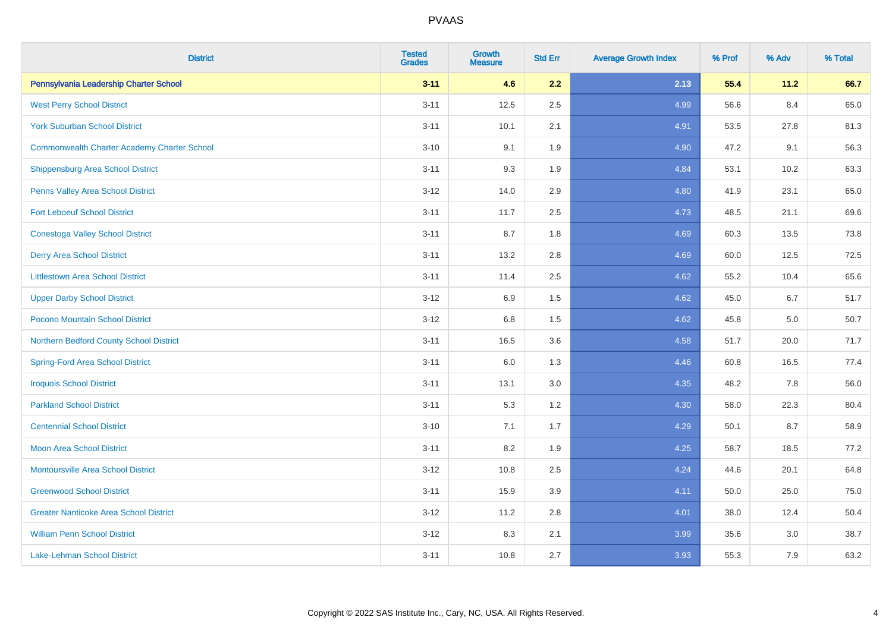# PVAAS

| District | Tested Grades | Growth Measure | Std Err | Average Growth Index | % Prof | % Adv | % Total |
|---|---|---|---|---|---|---|---|
| **Pennsylvania Leadership Charter School** | **3-11** | **4.6** | **2.2** | **2.13** | **55.4** | **11.2** | **66.7** |
| West Perry School District | 3-11 | 12.5 | 2.5 | 4.99 | 56.6 | 8.4 | 65.0 |
| York Suburban School District | 3-11 | 10.1 | 2.1 | 4.91 | 53.5 | 27.8 | 81.3 |
| Commonwealth Charter Academy Charter School | 3-10 | 9.1 | 1.9 | 4.90 | 47.2 | 9.1 | 56.3 |
| Shippensburg Area School District | 3-11 | 9.3 | 1.9 | 4.84 | 53.1 | 10.2 | 63.3 |
| Penns Valley Area School District | 3-12 | 14.0 | 2.9 | 4.80 | 41.9 | 23.1 | 65.0 |
| Fort Leboeuf School District | 3-11 | 11.7 | 2.5 | 4.73 | 48.5 | 21.1 | 69.6 |
| Conestoga Valley School District | 3-11 | 8.7 | 1.8 | 4.69 | 60.3 | 13.5 | 73.8 |
| Derry Area School District | 3-11 | 13.2 | 2.8 | 4.69 | 60.0 | 12.5 | 72.5 |
| Littlestown Area School District | 3-11 | 11.4 | 2.5 | 4.62 | 55.2 | 10.4 | 65.6 |
| Upper Darby School District | 3-12 | 6.9 | 1.5 | 4.62 | 45.0 | 6.7 | 51.7 |
| Pocono Mountain School District | 3-12 | 6.8 | 1.5 | 4.62 | 45.8 | 5.0 | 50.7 |
| Northern Bedford County School District | 3-11 | 16.5 | 3.6 | 4.58 | 51.7 | 20.0 | 71.7 |
| Spring-Ford Area School District | 3-11 | 6.0 | 1.3 | 4.46 | 60.8 | 16.5 | 77.4 |
| Iroquois School District | 3-11 | 13.1 | 3.0 | 4.35 | 48.2 | 7.8 | 56.0 |
| Parkland School District | 3-11 | 5.3 | 1.2 | 4.30 | 58.0 | 22.3 | 80.4 |
| Centennial School District | 3-10 | 7.1 | 1.7 | 4.29 | 50.1 | 8.7 | 58.9 |
| Moon Area School District | 3-11 | 8.2 | 1.9 | 4.25 | 58.7 | 18.5 | 77.2 |
| Montoursville Area School District | 3-12 | 10.8 | 2.5 | 4.24 | 44.6 | 20.1 | 64.8 |
| Greenwood School District | 3-11 | 15.9 | 3.9 | 4.11 | 50.0 | 25.0 | 75.0 |
| Greater Nanticoke Area School District | 3-12 | 11.2 | 2.8 | 4.01 | 38.0 | 12.4 | 50.4 |
| William Penn School District | 3-12 | 8.3 | 2.1 | 3.99 | 35.6 | 3.0 | 38.7 |
| Lake-Lehman School District | 3-11 | 10.8 | 2.7 | 3.93 | 55.3 | 7.9 | 63.2 |

Copyright © 2022 SAS Institute Inc., Cary, NC, USA. All Rights Reserved.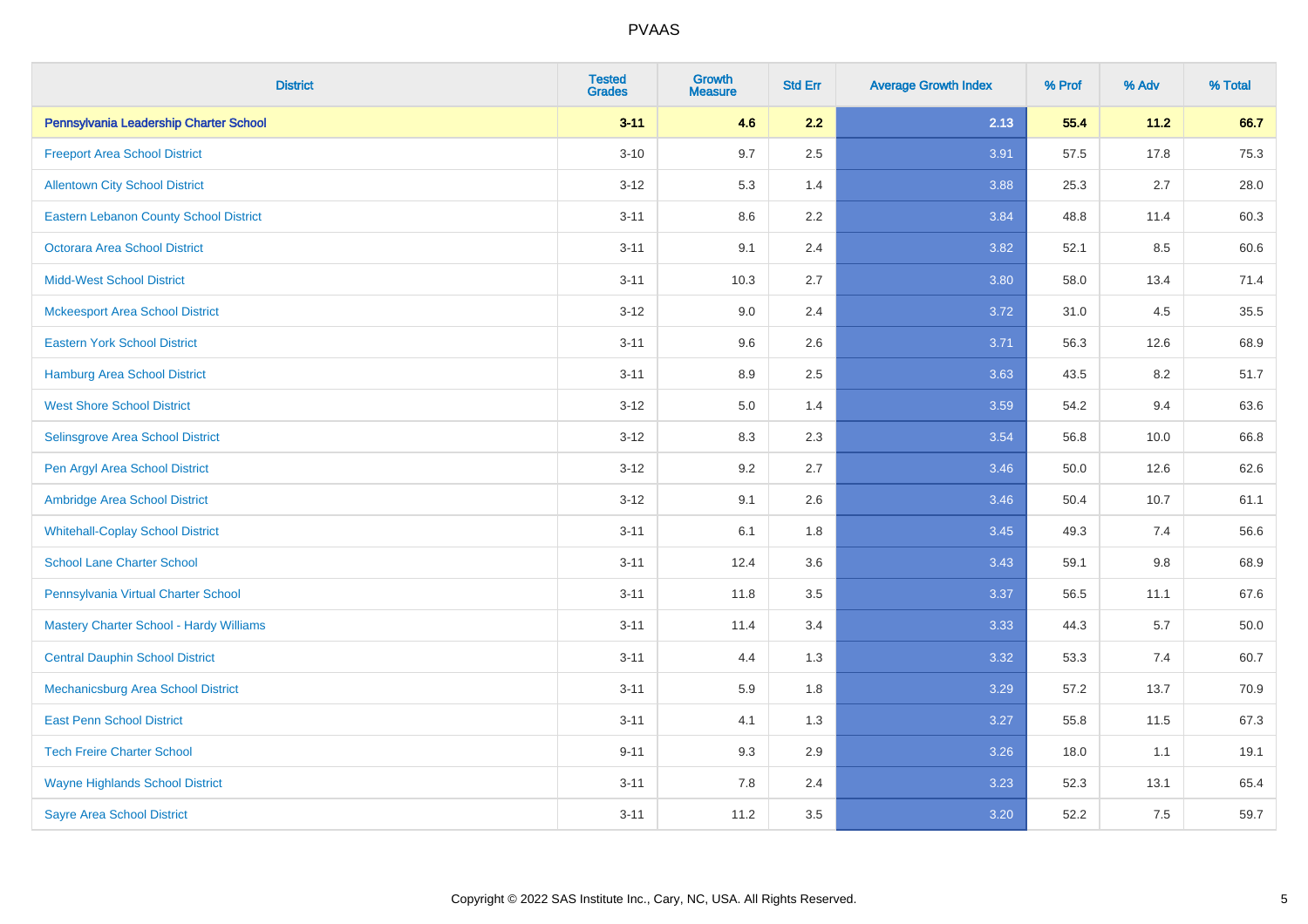| District | Tested Grades | Growth Measure | Std Err | Average Growth Index | % Prof | % Adv | % Total |
|---|---|---|---|---|---|---|---|
| **Pennsylvania Leadership Charter School** | **3-11** | **4.6** | **2.2** | **2.13** | **55.4** | **11.2** | **66.7** |
| Freeport Area School District | 3-10 | 9.7 | 2.5 | 3.91 | 57.5 | 17.8 | 75.3 |
| Allentown City School District | 3-12 | 5.3 | 1.4 | 3.88 | 25.3 | 2.7 | 28.0 |
| Eastern Lebanon County School District | 3-11 | 8.6 | 2.2 | 3.84 | 48.8 | 11.4 | 60.3 |
| Octorara Area School District | 3-11 | 9.1 | 2.4 | 3.82 | 52.1 | 8.5 | 60.6 |
| Midd-West School District | 3-11 | 10.3 | 2.7 | 3.80 | 58.0 | 13.4 | 71.4 |
| Mckeesport Area School District | 3-12 | 9.0 | 2.4 | 3.72 | 31.0 | 4.5 | 35.5 |
| Eastern York School District | 3-11 | 9.6 | 2.6 | 3.71 | 56.3 | 12.6 | 68.9 |
| Hamburg Area School District | 3-11 | 8.9 | 2.5 | 3.63 | 43.5 | 8.2 | 51.7 |
| West Shore School District | 3-12 | 5.0 | 1.4 | 3.59 | 54.2 | 9.4 | 63.6 |
| Selinsgrove Area School District | 3-12 | 8.3 | 2.3 | 3.54 | 56.8 | 10.0 | 66.8 |
| Pen Argyl Area School District | 3-12 | 9.2 | 2.7 | 3.46 | 50.0 | 12.6 | 62.6 |
| Ambridge Area School District | 3-12 | 9.1 | 2.6 | 3.46 | 50.4 | 10.7 | 61.1 |
| Whitehall-Coplay School District | 3-11 | 6.1 | 1.8 | 3.45 | 49.3 | 7.4 | 56.6 |
| School Lane Charter School | 3-11 | 12.4 | 3.6 | 3.43 | 59.1 | 9.8 | 68.9 |
| Pennsylvania Virtual Charter School | 3-11 | 11.8 | 3.5 | 3.37 | 56.5 | 11.1 | 67.6 |
| Mastery Charter School - Hardy Williams | 3-11 | 11.4 | 3.4 | 3.33 | 44.3 | 5.7 | 50.0 |
| Central Dauphin School District | 3-11 | 4.4 | 1.3 | 3.32 | 53.3 | 7.4 | 60.7 |
| Mechanicsburg Area School District | 3-11 | 5.9 | 1.8 | 3.29 | 57.2 | 13.7 | 70.9 |
| East Penn School District | 3-11 | 4.1 | 1.3 | 3.27 | 55.8 | 11.5 | 67.3 |
| Tech Freire Charter School | 9-11 | 9.3 | 2.9 | 3.26 | 18.0 | 1.1 | 19.1 |
| Wayne Highlands School District | 3-11 | 7.8 | 2.4 | 3.23 | 52.3 | 13.1 | 65.4 |
| Sayre Area School District | 3-11 | 11.2 | 3.5 | 3.20 | 52.2 | 7.5 | 59.7 |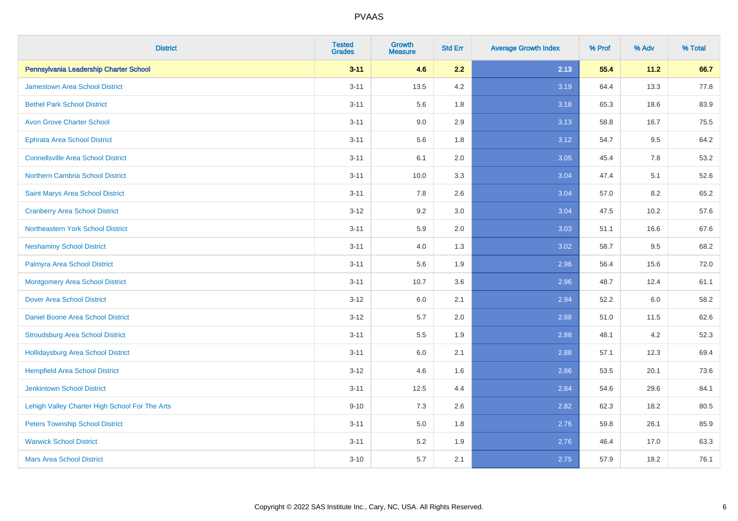# PVAAS

| District | Tested Grades | Growth Measure | Std Err | Average Growth Index | % Prof | % Adv | % Total |
|---|---|---|---|---|---|---|---|
| **Pennsylvania Leadership Charter School** | **3-11** | **4.6** | **2.2** | **2.13** | **55.4** | **11.2** | **66.7** |
| Jamestown Area School District | 3-11 | 13.5 | 4.2 | 3.19 | 64.4 | 13.3 | 77.8 |
| Bethel Park School District | 3-11 | 5.6 | 1.8 | 3.18 | 65.3 | 18.6 | 83.9 |
| Avon Grove Charter School | 3-11 | 9.0 | 2.9 | 3.13 | 58.8 | 16.7 | 75.5 |
| Ephrata Area School District | 3-11 | 5.6 | 1.8 | 3.12 | 54.7 | 9.5 | 64.2 |
| Connellsville Area School District | 3-11 | 6.1 | 2.0 | 3.05 | 45.4 | 7.8 | 53.2 |
| Northern Cambria School District | 3-11 | 10.0 | 3.3 | 3.04 | 47.4 | 5.1 | 52.6 |
| Saint Marys Area School District | 3-11 | 7.8 | 2.6 | 3.04 | 57.0 | 8.2 | 65.2 |
| Cranberry Area School District | 3-12 | 9.2 | 3.0 | 3.04 | 47.5 | 10.2 | 57.6 |
| Northeastern York School District | 3-11 | 5.9 | 2.0 | 3.03 | 51.1 | 16.6 | 67.6 |
| Neshaminy School District | 3-11 | 4.0 | 1.3 | 3.02 | 58.7 | 9.5 | 68.2 |
| Palmyra Area School District | 3-11 | 5.6 | 1.9 | 2.96 | 56.4 | 15.6 | 72.0 |
| Montgomery Area School District | 3-11 | 10.7 | 3.6 | 2.96 | 48.7 | 12.4 | 61.1 |
| Dover Area School District | 3-12 | 6.0 | 2.1 | 2.94 | 52.2 | 6.0 | 58.2 |
| Daniel Boone Area School District | 3-12 | 5.7 | 2.0 | 2.88 | 51.0 | 11.5 | 62.6 |
| Stroudsburg Area School District | 3-11 | 5.5 | 1.9 | 2.88 | 48.1 | 4.2 | 52.3 |
| Hollidaysburg Area School District | 3-11 | 6.0 | 2.1 | 2.88 | 57.1 | 12.3 | 69.4 |
| Hempfield Area School District | 3-12 | 4.6 | 1.6 | 2.86 | 53.5 | 20.1 | 73.6 |
| Jenkintown School District | 3-11 | 12.5 | 4.4 | 2.84 | 54.6 | 29.6 | 84.1 |
| Lehigh Valley Charter High School For The Arts | 9-10 | 7.3 | 2.6 | 2.82 | 62.3 | 18.2 | 80.5 |
| Peters Township School District | 3-11 | 5.0 | 1.8 | 2.76 | 59.8 | 26.1 | 85.9 |
| Warwick School District | 3-11 | 5.2 | 1.9 | 2.76 | 46.4 | 17.0 | 63.3 |
| Mars Area School District | 3-10 | 5.7 | 2.1 | 2.75 | 57.9 | 18.2 | 76.1 |

Copyright © 2022 SAS Institute Inc., Cary, NC, USA. All Rights Reserved.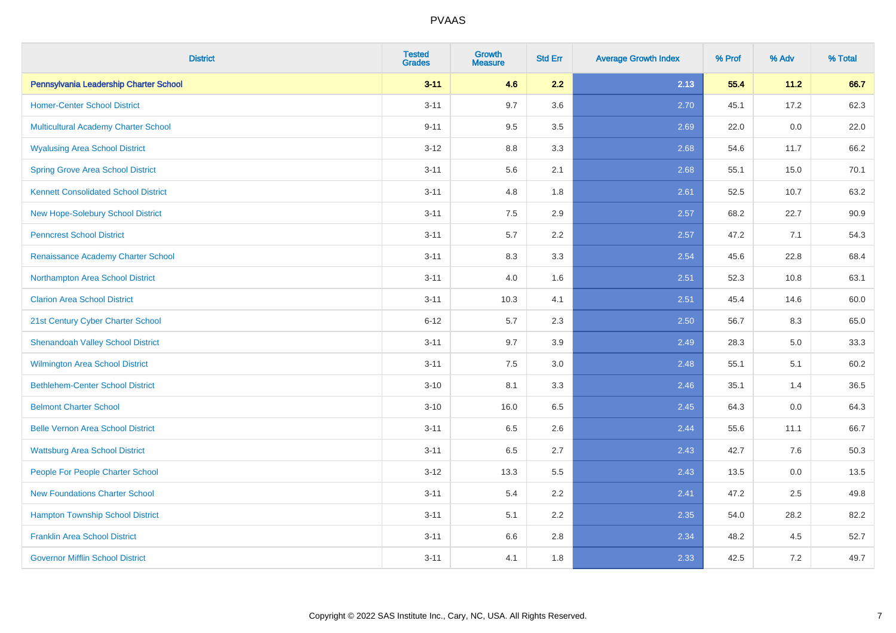# PVAAS

| District | Tested Grades | Growth Measure | Std Err | Average Growth Index | % Prof | % Adv | % Total |
|---|---|---|---|---|---|---|---|
| **Pennsylvania Leadership Charter School** | **3-11** | **4.6** | **2.2** | **2.13** | **55.4** | **11.2** | **66.7** |
| Homer-Center School District | 3-11 | 9.7 | 3.6 | 2.70 | 45.1 | 17.2 | 62.3 |
| Multicultural Academy Charter School | 9-11 | 9.5 | 3.5 | 2.69 | 22.0 | 0.0 | 22.0 |
| Wyalusing Area School District | 3-12 | 8.8 | 3.3 | 2.68 | 54.6 | 11.7 | 66.2 |
| Spring Grove Area School District | 3-11 | 5.6 | 2.1 | 2.68 | 55.1 | 15.0 | 70.1 |
| Kennett Consolidated School District | 3-11 | 4.8 | 1.8 | 2.61 | 52.5 | 10.7 | 63.2 |
| New Hope-Solebury School District | 3-11 | 7.5 | 2.9 | 2.57 | 68.2 | 22.7 | 90.9 |
| Penncrest School District | 3-11 | 5.7 | 2.2 | 2.57 | 47.2 | 7.1 | 54.3 |
| Renaissance Academy Charter School | 3-11 | 8.3 | 3.3 | 2.54 | 45.6 | 22.8 | 68.4 |
| Northampton Area School District | 3-11 | 4.0 | 1.6 | 2.51 | 52.3 | 10.8 | 63.1 |
| Clarion Area School District | 3-11 | 10.3 | 4.1 | 2.51 | 45.4 | 14.6 | 60.0 |
| 21st Century Cyber Charter School | 6-12 | 5.7 | 2.3 | 2.50 | 56.7 | 8.3 | 65.0 |
| Shenandoah Valley School District | 3-11 | 9.7 | 3.9 | 2.49 | 28.3 | 5.0 | 33.3 |
| Wilmington Area School District | 3-11 | 7.5 | 3.0 | 2.48 | 55.1 | 5.1 | 60.2 |
| Bethlehem-Center School District | 3-10 | 8.1 | 3.3 | 2.46 | 35.1 | 1.4 | 36.5 |
| Belmont Charter School | 3-10 | 16.0 | 6.5 | 2.45 | 64.3 | 0.0 | 64.3 |
| Belle Vernon Area School District | 3-11 | 6.5 | 2.6 | 2.44 | 55.6 | 11.1 | 66.7 |
| Wattsburg Area School District | 3-11 | 6.5 | 2.7 | 2.43 | 42.7 | 7.6 | 50.3 |
| People For People Charter School | 3-12 | 13.3 | 5.5 | 2.43 | 13.5 | 0.0 | 13.5 |
| New Foundations Charter School | 3-11 | 5.4 | 2.2 | 2.41 | 47.2 | 2.5 | 49.8 |
| Hampton Township School District | 3-11 | 5.1 | 2.2 | 2.35 | 54.0 | 28.2 | 82.2 |
| Franklin Area School District | 3-11 | 6.6 | 2.8 | 2.34 | 48.2 | 4.5 | 52.7 |
| Governor Mifflin School District | 3-11 | 4.1 | 1.8 | 2.33 | 42.5 | 7.2 | 49.7 |

Copyright © 2022 SAS Institute Inc., Cary, NC, USA. All Rights Reserved.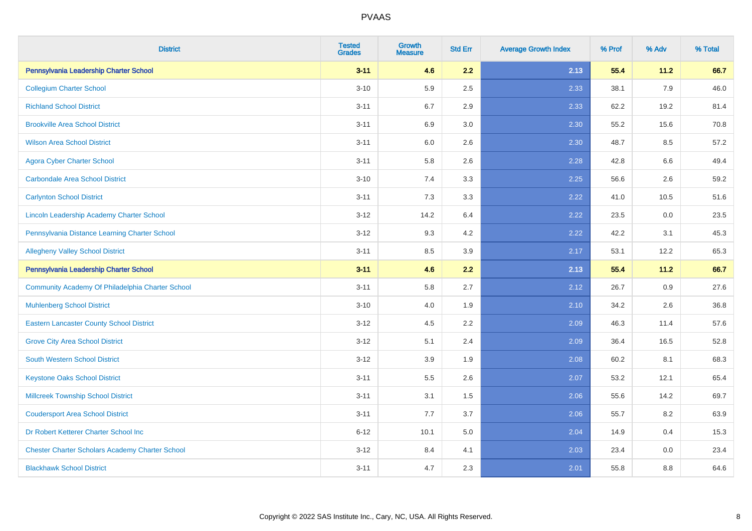# PVAAS

| District | Tested Grades | Growth Measure | Std Err | Average Growth Index | % Prof | % Adv | % Total |
|---|---|---|---|---|---|---|---|
| **Pennsylvania Leadership Charter School** | **3-11** | **4.6** | **2.2** | **2.13** | **55.4** | **11.2** | **66.7** |
| Collegium Charter School | 3-10 | 5.9 | 2.5 | 2.33 | 38.1 | 7.9 | 46.0 |
| Richland School District | 3-11 | 6.7 | 2.9 | 2.33 | 62.2 | 19.2 | 81.4 |
| Brookville Area School District | 3-11 | 6.9 | 3.0 | 2.30 | 55.2 | 15.6 | 70.8 |
| Wilson Area School District | 3-11 | 6.0 | 2.6 | 2.30 | 48.7 | 8.5 | 57.2 |
| Agora Cyber Charter School | 3-11 | 5.8 | 2.6 | 2.28 | 42.8 | 6.6 | 49.4 |
| Carbondale Area School District | 3-10 | 7.4 | 3.3 | 2.25 | 56.6 | 2.6 | 59.2 |
| Carlynton School District | 3-11 | 7.3 | 3.3 | 2.22 | 41.0 | 10.5 | 51.6 |
| Lincoln Leadership Academy Charter School | 3-12 | 14.2 | 6.4 | 2.22 | 23.5 | 0.0 | 23.5 |
| Pennsylvania Distance Learning Charter School | 3-12 | 9.3 | 4.2 | 2.22 | 42.2 | 3.1 | 45.3 |
| Allegheny Valley School District | 3-11 | 8.5 | 3.9 | 2.17 | 53.1 | 12.2 | 65.3 |
| **Pennsylvania Leadership Charter School** | **3-11** | **4.6** | **2.2** | **2.13** | **55.4** | **11.2** | **66.7** |
| Community Academy Of Philadelphia Charter School | 3-11 | 5.8 | 2.7 | 2.12 | 26.7 | 0.9 | 27.6 |
| Muhlenberg School District | 3-10 | 4.0 | 1.9 | 2.10 | 34.2 | 2.6 | 36.8 |
| Eastern Lancaster County School District | 3-12 | 4.5 | 2.2 | 2.09 | 46.3 | 11.4 | 57.6 |
| Grove City Area School District | 3-12 | 5.1 | 2.4 | 2.09 | 36.4 | 16.5 | 52.8 |
| South Western School District | 3-12 | 3.9 | 1.9 | 2.08 | 60.2 | 8.1 | 68.3 |
| Keystone Oaks School District | 3-11 | 5.5 | 2.6 | 2.07 | 53.2 | 12.1 | 65.4 |
| Millcreek Township School District | 3-11 | 3.1 | 1.5 | 2.06 | 55.6 | 14.2 | 69.7 |
| Coudersport Area School District | 3-11 | 7.7 | 3.7 | 2.06 | 55.7 | 8.2 | 63.9 |
| Dr Robert Ketterer Charter School Inc | 6-12 | 10.1 | 5.0 | 2.04 | 14.9 | 0.4 | 15.3 |
| Chester Charter Scholars Academy Charter School | 3-12 | 8.4 | 4.1 | 2.03 | 23.4 | 0.0 | 23.4 |
| Blackhawk School District | 3-11 | 4.7 | 2.3 | 2.01 | 55.8 | 8.8 | 64.6 |

Copyright © 2022 SAS Institute Inc., Cary, NC, USA. All Rights Reserved.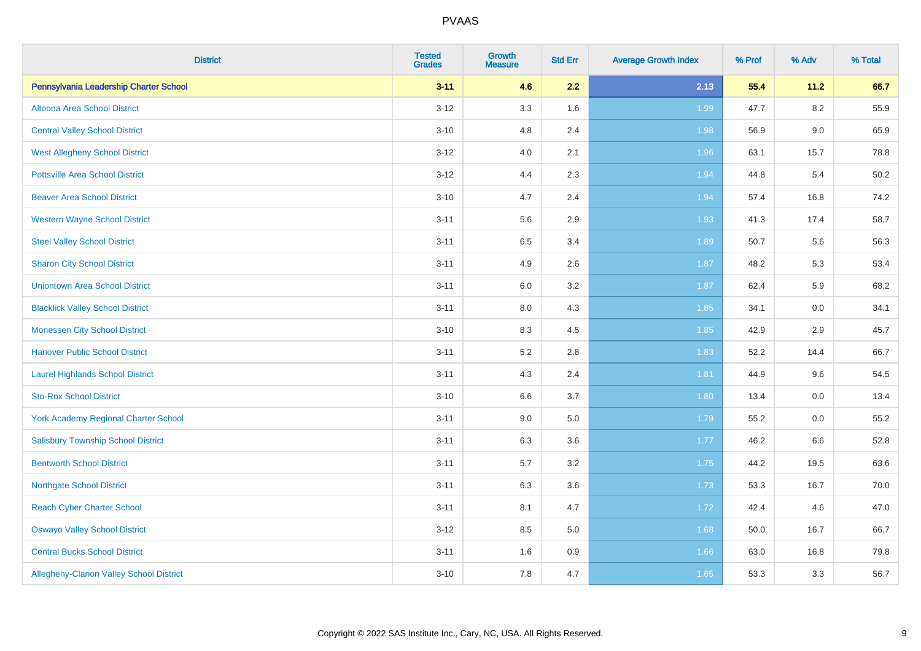PVAAS

| District | Tested Grades | Growth Measure | Std Err | Average Growth Index | % Prof | % Adv | % Total |
|---|---|---|---|---|---|---|---|
| **Pennsylvania Leadership Charter School** | **3-11** | **4.6** | **2.2** | **2.13** | **55.4** | **11.2** | **66.7** |
| Altoona Area School District | 3-12 | 3.3 | 1.6 | 1.99 | 47.7 | 8.2 | 55.9 |
| Central Valley School District | 3-10 | 4.8 | 2.4 | 1.98 | 56.9 | 9.0 | 65.9 |
| West Allegheny School District | 3-12 | 4.0 | 2.1 | 1.96 | 63.1 | 15.7 | 78.8 |
| Pottsville Area School District | 3-12 | 4.4 | 2.3 | 1.94 | 44.8 | 5.4 | 50.2 |
| Beaver Area School District | 3-10 | 4.7 | 2.4 | 1.94 | 57.4 | 16.8 | 74.2 |
| Western Wayne School District | 3-11 | 5.6 | 2.9 | 1.93 | 41.3 | 17.4 | 58.7 |
| Steel Valley School District | 3-11 | 6.5 | 3.4 | 1.89 | 50.7 | 5.6 | 56.3 |
| Sharon City School District | 3-11 | 4.9 | 2.6 | 1.87 | 48.2 | 5.3 | 53.4 |
| Uniontown Area School District | 3-11 | 6.0 | 3.2 | 1.87 | 62.4 | 5.9 | 68.2 |
| Blacklick Valley School District | 3-11 | 8.0 | 4.3 | 1.85 | 34.1 | 0.0 | 34.1 |
| Monessen City School District | 3-10 | 8.3 | 4.5 | 1.85 | 42.9 | 2.9 | 45.7 |
| Hanover Public School District | 3-11 | 5.2 | 2.8 | 1.83 | 52.2 | 14.4 | 66.7 |
| Laurel Highlands School District | 3-11 | 4.3 | 2.4 | 1.81 | 44.9 | 9.6 | 54.5 |
| Sto-Rox School District | 3-10 | 6.6 | 3.7 | 1.80 | 13.4 | 0.0 | 13.4 |
| York Academy Regional Charter School | 3-11 | 9.0 | 5.0 | 1.79 | 55.2 | 0.0 | 55.2 |
| Salisbury Township School District | 3-11 | 6.3 | 3.6 | 1.77 | 46.2 | 6.6 | 52.8 |
| Bentworth School District | 3-11 | 5.7 | 3.2 | 1.75 | 44.2 | 19.5 | 63.6 |
| Northgate School District | 3-11 | 6.3 | 3.6 | 1.73 | 53.3 | 16.7 | 70.0 |
| Reach Cyber Charter School | 3-11 | 8.1 | 4.7 | 1.72 | 42.4 | 4.6 | 47.0 |
| Oswayo Valley School District | 3-12 | 8.5 | 5.0 | 1.68 | 50.0 | 16.7 | 66.7 |
| Central Bucks School District | 3-11 | 1.6 | 0.9 | 1.66 | 63.0 | 16.8 | 79.8 |
| Allegheny-Clarion Valley School District | 3-10 | 7.8 | 4.7 | 1.65 | 53.3 | 3.3 | 56.7 |

Copyright © 2022 SAS Institute Inc., Cary, NC, USA. All Rights Reserved.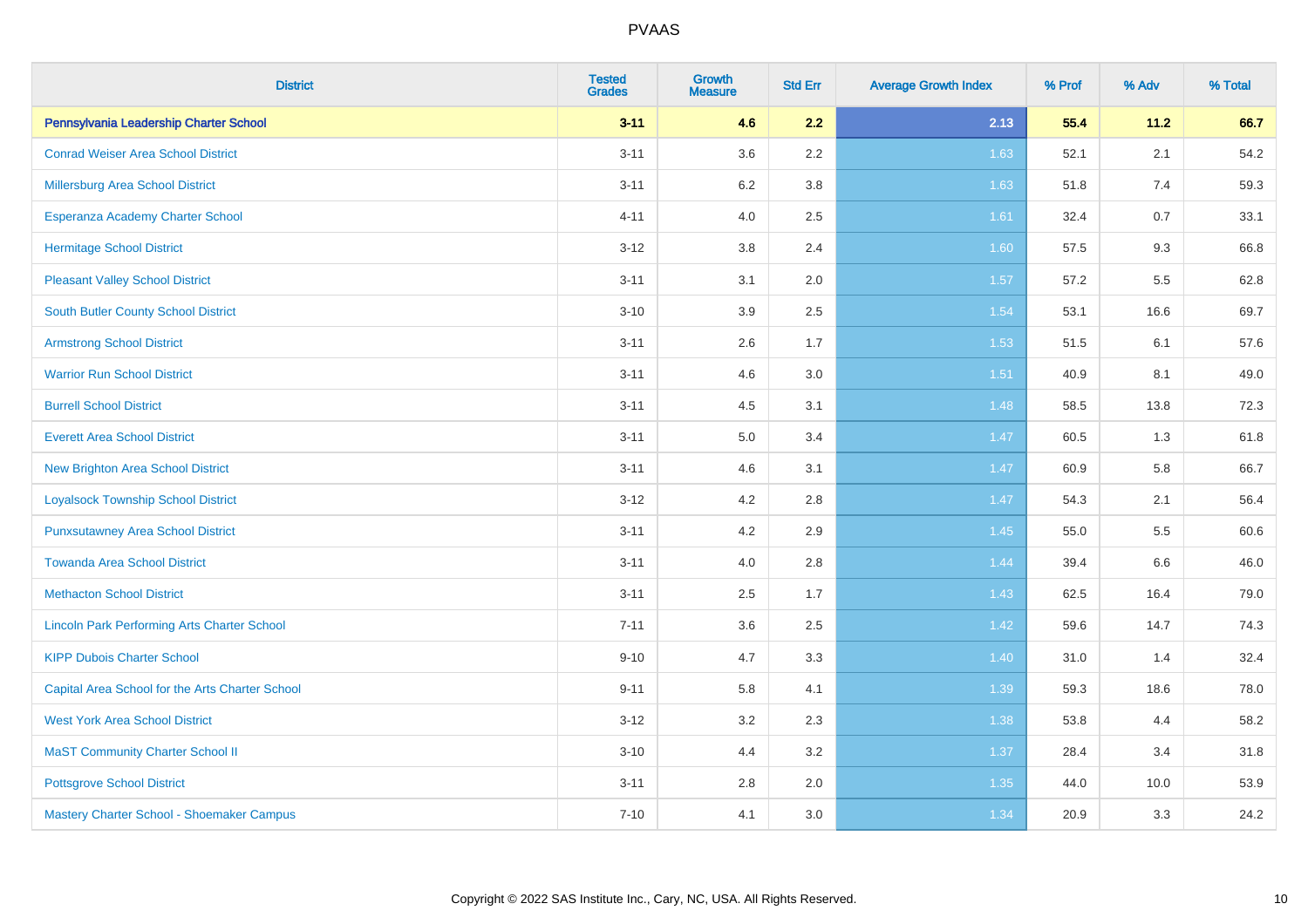# PVAAS

| District | Tested Grades | Growth Measure | Std Err | Average Growth Index | % Prof | % Adv | % Total |
|---|---|---|---|---|---|---|---|
| **Pennsylvania Leadership Charter School** | **3-11** | **4.6** | **2.2** | **2.13** | **55.4** | **11.2** | **66.7** |
| Conrad Weiser Area School District | 3-11 | 3.6 | 2.2 | 1.63 | 52.1 | 2.1 | 54.2 |
| Millersburg Area School District | 3-11 | 6.2 | 3.8 | 1.63 | 51.8 | 7.4 | 59.3 |
| Esperanza Academy Charter School | 4-11 | 4.0 | 2.5 | 1.61 | 32.4 | 0.7 | 33.1 |
| Hermitage School District | 3-12 | 3.8 | 2.4 | 1.60 | 57.5 | 9.3 | 66.8 |
| Pleasant Valley School District | 3-11 | 3.1 | 2.0 | 1.57 | 57.2 | 5.5 | 62.8 |
| South Butler County School District | 3-10 | 3.9 | 2.5 | 1.54 | 53.1 | 16.6 | 69.7 |
| Armstrong School District | 3-11 | 2.6 | 1.7 | 1.53 | 51.5 | 6.1 | 57.6 |
| Warrior Run School District | 3-11 | 4.6 | 3.0 | 1.51 | 40.9 | 8.1 | 49.0 |
| Burrell School District | 3-11 | 4.5 | 3.1 | 1.48 | 58.5 | 13.8 | 72.3 |
| Everett Area School District | 3-11 | 5.0 | 3.4 | 1.47 | 60.5 | 1.3 | 61.8 |
| New Brighton Area School District | 3-11 | 4.6 | 3.1 | 1.47 | 60.9 | 5.8 | 66.7 |
| Loyalsock Township School District | 3-12 | 4.2 | 2.8 | 1.47 | 54.3 | 2.1 | 56.4 |
| Punxsutawney Area School District | 3-11 | 4.2 | 2.9 | 1.45 | 55.0 | 5.5 | 60.6 |
| Towanda Area School District | 3-11 | 4.0 | 2.8 | 1.44 | 39.4 | 6.6 | 46.0 |
| Methacton School District | 3-11 | 2.5 | 1.7 | 1.43 | 62.5 | 16.4 | 79.0 |
| Lincoln Park Performing Arts Charter School | 7-11 | 3.6 | 2.5 | 1.42 | 59.6 | 14.7 | 74.3 |
| KIPP Dubois Charter School | 9-10 | 4.7 | 3.3 | 1.40 | 31.0 | 1.4 | 32.4 |
| Capital Area School for the Arts Charter School | 9-11 | 5.8 | 4.1 | 1.39 | 59.3 | 18.6 | 78.0 |
| West York Area School District | 3-12 | 3.2 | 2.3 | 1.38 | 53.8 | 4.4 | 58.2 |
| MaST Community Charter School II | 3-10 | 4.4 | 3.2 | 1.37 | 28.4 | 3.4 | 31.8 |
| Pottsgrove School District | 3-11 | 2.8 | 2.0 | 1.35 | 44.0 | 10.0 | 53.9 |
| Mastery Charter School - Shoemaker Campus | 7-10 | 4.1 | 3.0 | 1.34 | 20.9 | 3.3 | 24.2 |

Copyright © 2022 SAS Institute Inc., Cary, NC, USA. All Rights Reserved.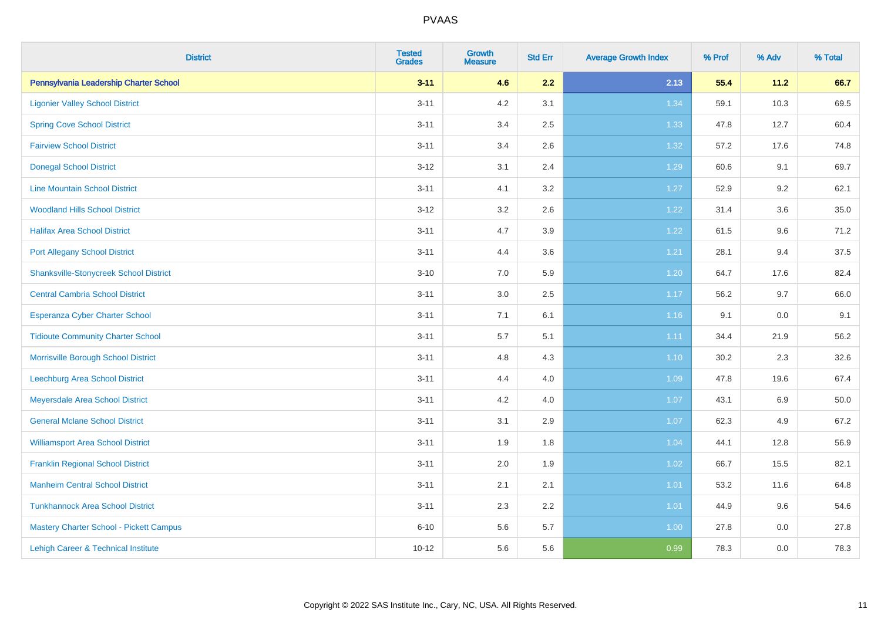# PVAAS

| District | Tested Grades | Growth Measure | Std Err | Average Growth Index | % Prof | % Adv | % Total |
|---|---|---|---|---|---|---|---|
| **Pennsylvania Leadership Charter School** | **3-11** | **4.6** | **2.2** | **2.13** | **55.4** | **11.2** | **66.7** |
| Ligonier Valley School District | 3-11 | 4.2 | 3.1 | 1.34 | 59.1 | 10.3 | 69.5 |
| Spring Cove School District | 3-11 | 3.4 | 2.5 | 1.33 | 47.8 | 12.7 | 60.4 |
| Fairview School District | 3-11 | 3.4 | 2.6 | 1.32 | 57.2 | 17.6 | 74.8 |
| Donegal School District | 3-12 | 3.1 | 2.4 | 1.29 | 60.6 | 9.1 | 69.7 |
| Line Mountain School District | 3-11 | 4.1 | 3.2 | 1.27 | 52.9 | 9.2 | 62.1 |
| Woodland Hills School District | 3-12 | 3.2 | 2.6 | 1.22 | 31.4 | 3.6 | 35.0 |
| Halifax Area School District | 3-11 | 4.7 | 3.9 | 1.22 | 61.5 | 9.6 | 71.2 |
| Port Allegany School District | 3-11 | 4.4 | 3.6 | 1.21 | 28.1 | 9.4 | 37.5 |
| Shanksville-Stonycreek School District | 3-10 | 7.0 | 5.9 | 1.20 | 64.7 | 17.6 | 82.4 |
| Central Cambria School District | 3-11 | 3.0 | 2.5 | 1.17 | 56.2 | 9.7 | 66.0 |
| Esperanza Cyber Charter School | 3-11 | 7.1 | 6.1 | 1.16 | 9.1 | 0.0 | 9.1 |
| Tidioute Community Charter School | 3-11 | 5.7 | 5.1 | 1.11 | 34.4 | 21.9 | 56.2 |
| Morrisville Borough School District | 3-11 | 4.8 | 4.3 | 1.10 | 30.2 | 2.3 | 32.6 |
| Leechburg Area School District | 3-11 | 4.4 | 4.0 | 1.09 | 47.8 | 19.6 | 67.4 |
| Meyersdale Area School District | 3-11 | 4.2 | 4.0 | 1.07 | 43.1 | 6.9 | 50.0 |
| General Mclane School District | 3-11 | 3.1 | 2.9 | 1.07 | 62.3 | 4.9 | 67.2 |
| Williamsport Area School District | 3-11 | 1.9 | 1.8 | 1.04 | 44.1 | 12.8 | 56.9 |
| Franklin Regional School District | 3-11 | 2.0 | 1.9 | 1.02 | 66.7 | 15.5 | 82.1 |
| Manheim Central School District | 3-11 | 2.1 | 2.1 | 1.01 | 53.2 | 11.6 | 64.8 |
| Tunkhannock Area School District | 3-11 | 2.3 | 2.2 | 1.01 | 44.9 | 9.6 | 54.6 |
| Mastery Charter School - Pickett Campus | 6-10 | 5.6 | 5.7 | 1.00 | 27.8 | 0.0 | 27.8 |
| Lehigh Career & Technical Institute | 10-12 | 5.6 | 5.6 | 0.99 | 78.3 | 0.0 | 78.3 |

Copyright © 2022 SAS Institute Inc., Cary, NC, USA. All Rights Reserved.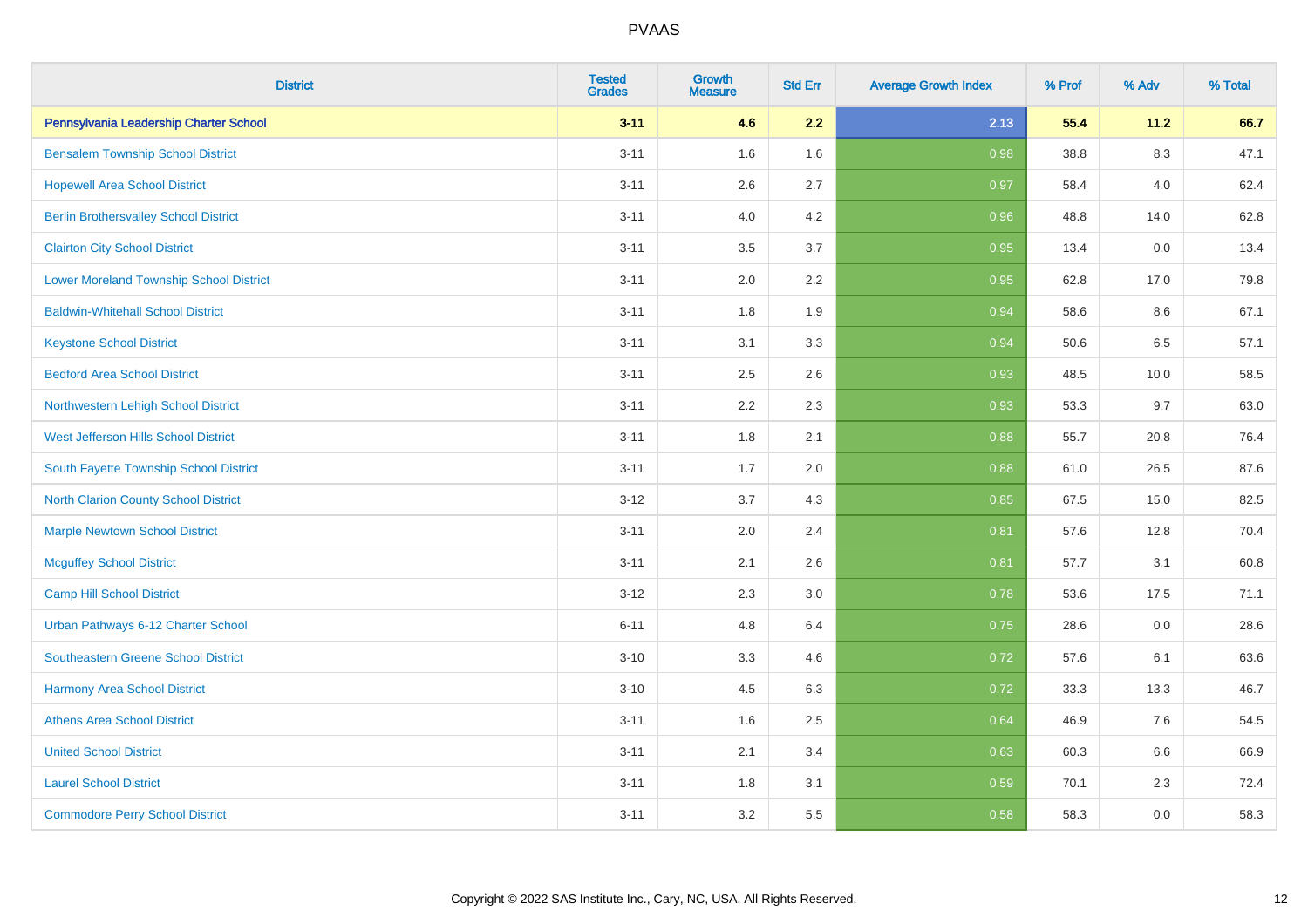# PVAAS

| District | Tested Grades | Growth Measure | Std Err | Average Growth Index | % Prof | % Adv | % Total |
|---|---|---|---|---|---|---|---|
| **Pennsylvania Leadership Charter School** | **3-11** | **4.6** | **2.2** | **2.13** | **55.4** | **11.2** | **66.7** |
| Bensalem Township School District | 3-11 | 1.6 | 1.6 | 0.98 | 38.8 | 8.3 | 47.1 |
| Hopewell Area School District | 3-11 | 2.6 | 2.7 | 0.97 | 58.4 | 4.0 | 62.4 |
| Berlin Brothersvalley School District | 3-11 | 4.0 | 4.2 | 0.96 | 48.8 | 14.0 | 62.8 |
| Clairton City School District | 3-11 | 3.5 | 3.7 | 0.95 | 13.4 | 0.0 | 13.4 |
| Lower Moreland Township School District | 3-11 | 2.0 | 2.2 | 0.95 | 62.8 | 17.0 | 79.8 |
| Baldwin-Whitehall School District | 3-11 | 1.8 | 1.9 | 0.94 | 58.6 | 8.6 | 67.1 |
| Keystone School District | 3-11 | 3.1 | 3.3 | 0.94 | 50.6 | 6.5 | 57.1 |
| Bedford Area School District | 3-11 | 2.5 | 2.6 | 0.93 | 48.5 | 10.0 | 58.5 |
| Northwestern Lehigh School District | 3-11 | 2.2 | 2.3 | 0.93 | 53.3 | 9.7 | 63.0 |
| West Jefferson Hills School District | 3-11 | 1.8 | 2.1 | 0.88 | 55.7 | 20.8 | 76.4 |
| South Fayette Township School District | 3-11 | 1.7 | 2.0 | 0.88 | 61.0 | 26.5 | 87.6 |
| North Clarion County School District | 3-12 | 3.7 | 4.3 | 0.85 | 67.5 | 15.0 | 82.5 |
| Marple Newtown School District | 3-11 | 2.0 | 2.4 | 0.81 | 57.6 | 12.8 | 70.4 |
| Mcguffey School District | 3-11 | 2.1 | 2.6 | 0.81 | 57.7 | 3.1 | 60.8 |
| Camp Hill School District | 3-12 | 2.3 | 3.0 | 0.78 | 53.6 | 17.5 | 71.1 |
| Urban Pathways 6-12 Charter School | 6-11 | 4.8 | 6.4 | 0.75 | 28.6 | 0.0 | 28.6 |
| Southeastern Greene School District | 3-10 | 3.3 | 4.6 | 0.72 | 57.6 | 6.1 | 63.6 |
| Harmony Area School District | 3-10 | 4.5 | 6.3 | 0.72 | 33.3 | 13.3 | 46.7 |
| Athens Area School District | 3-11 | 1.6 | 2.5 | 0.64 | 46.9 | 7.6 | 54.5 |
| United School District | 3-11 | 2.1 | 3.4 | 0.63 | 60.3 | 6.6 | 66.9 |
| Laurel School District | 3-11 | 1.8 | 3.1 | 0.59 | 70.1 | 2.3 | 72.4 |
| Commodore Perry School District | 3-11 | 3.2 | 5.5 | 0.58 | 58.3 | 0.0 | 58.3 |

Copyright © 2022 SAS Institute Inc., Cary, NC, USA. All Rights Reserved.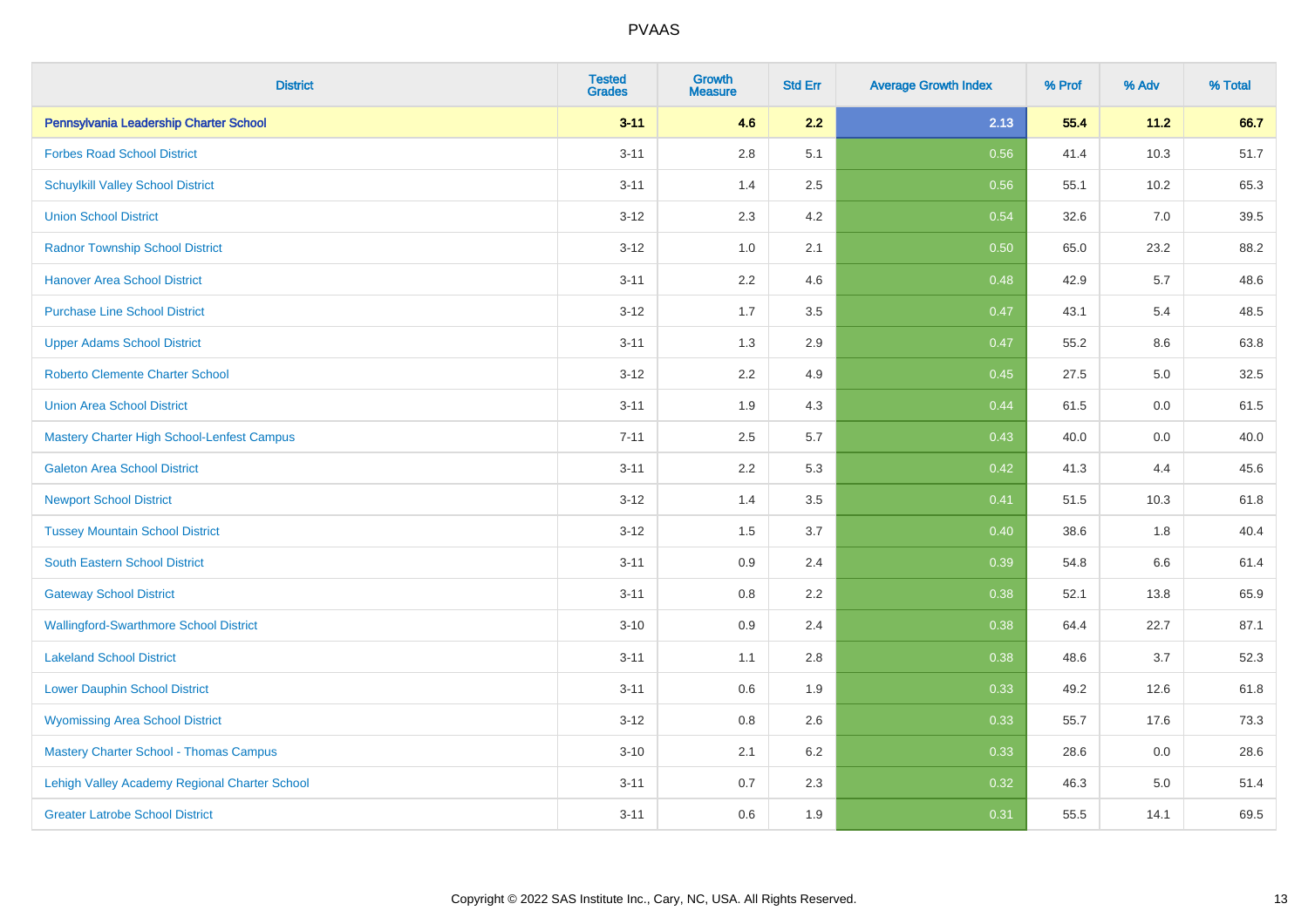| District | Tested Grades | Growth Measure | Std Err | Average Growth Index | % Prof | % Adv | % Total |
|---|---|---|---|---|---|---|---|
| **Pennsylvania Leadership Charter School** | **3-11** | **4.6** | **2.2** | **2.13** | **55.4** | **11.2** | **66.7** |
| Forbes Road School District | 3-11 | 2.8 | 5.1 | 0.56 | 41.4 | 10.3 | 51.7 |
| Schuylkill Valley School District | 3-11 | 1.4 | 2.5 | 0.56 | 55.1 | 10.2 | 65.3 |
| Union School District | 3-12 | 2.3 | 4.2 | 0.54 | 32.6 | 7.0 | 39.5 |
| Radnor Township School District | 3-12 | 1.0 | 2.1 | 0.50 | 65.0 | 23.2 | 88.2 |
| Hanover Area School District | 3-11 | 2.2 | 4.6 | 0.48 | 42.9 | 5.7 | 48.6 |
| Purchase Line School District | 3-12 | 1.7 | 3.5 | 0.47 | 43.1 | 5.4 | 48.5 |
| Upper Adams School District | 3-11 | 1.3 | 2.9 | 0.47 | 55.2 | 8.6 | 63.8 |
| Roberto Clemente Charter School | 3-12 | 2.2 | 4.9 | 0.45 | 27.5 | 5.0 | 32.5 |
| Union Area School District | 3-11 | 1.9 | 4.3 | 0.44 | 61.5 | 0.0 | 61.5 |
| Mastery Charter High School-Lenfest Campus | 7-11 | 2.5 | 5.7 | 0.43 | 40.0 | 0.0 | 40.0 |
| Galeton Area School District | 3-11 | 2.2 | 5.3 | 0.42 | 41.3 | 4.4 | 45.6 |
| Newport School District | 3-12 | 1.4 | 3.5 | 0.41 | 51.5 | 10.3 | 61.8 |
| Tussey Mountain School District | 3-12 | 1.5 | 3.7 | 0.40 | 38.6 | 1.8 | 40.4 |
| South Eastern School District | 3-11 | 0.9 | 2.4 | 0.39 | 54.8 | 6.6 | 61.4 |
| Gateway School District | 3-11 | 0.8 | 2.2 | 0.38 | 52.1 | 13.8 | 65.9 |
| Wallingford-Swarthmore School District | 3-10 | 0.9 | 2.4 | 0.38 | 64.4 | 22.7 | 87.1 |
| Lakeland School District | 3-11 | 1.1 | 2.8 | 0.38 | 48.6 | 3.7 | 52.3 |
| Lower Dauphin School District | 3-11 | 0.6 | 1.9 | 0.33 | 49.2 | 12.6 | 61.8 |
| Wyomissing Area School District | 3-12 | 0.8 | 2.6 | 0.33 | 55.7 | 17.6 | 73.3 |
| Mastery Charter School - Thomas Campus | 3-10 | 2.1 | 6.2 | 0.33 | 28.6 | 0.0 | 28.6 |
| Lehigh Valley Academy Regional Charter School | 3-11 | 0.7 | 2.3 | 0.32 | 46.3 | 5.0 | 51.4 |
| Greater Latrobe School District | 3-11 | 0.6 | 1.9 | 0.31 | 55.5 | 14.1 | 69.5 |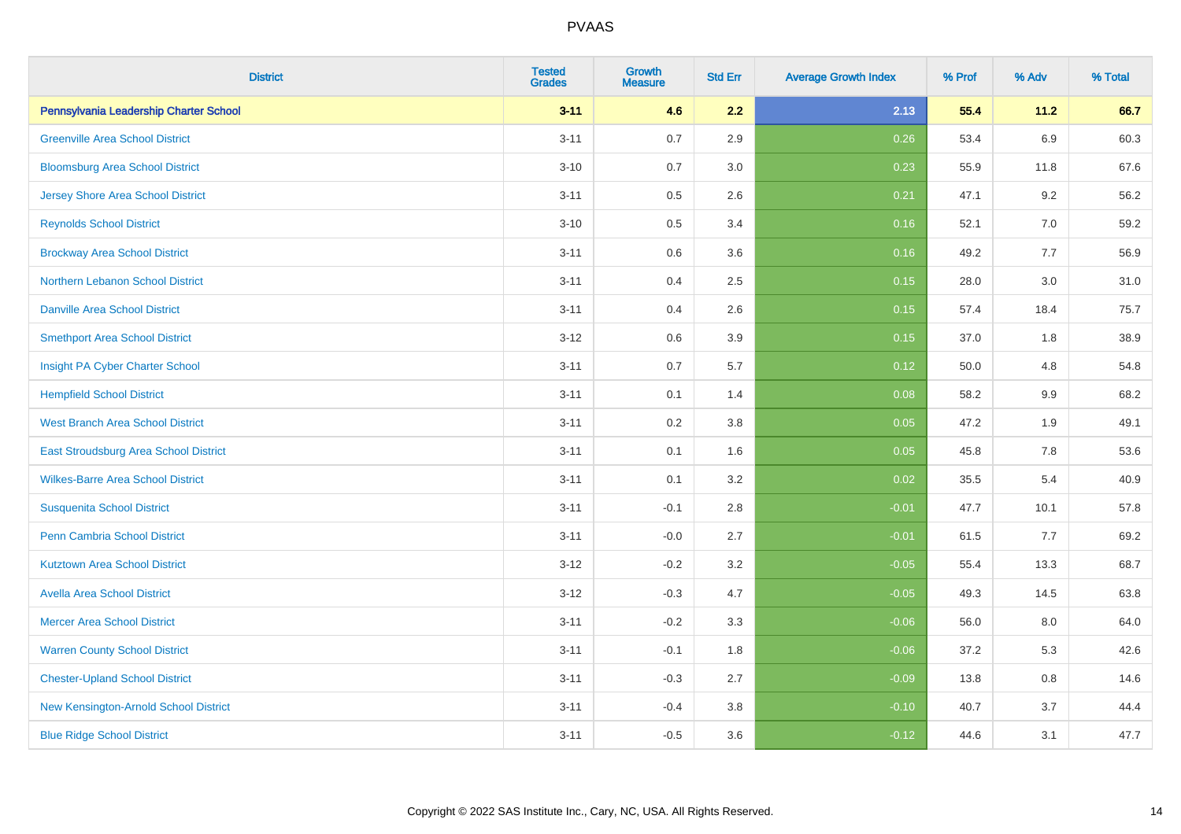| District | Tested Grades | Growth Measure | Std Err | Average Growth Index | % Prof | % Adv | % Total |
|---|---|---|---|---|---|---|---|
| **Pennsylvania Leadership Charter School** | **3-11** | **4.6** | **2.2** | **2.13** | **55.4** | **11.2** | **66.7** |
| Greenville Area School District | 3-11 | 0.7 | 2.9 | 0.26 | 53.4 | 6.9 | 60.3 |
| Bloomsburg Area School District | 3-10 | 0.7 | 3.0 | 0.23 | 55.9 | 11.8 | 67.6 |
| Jersey Shore Area School District | 3-11 | 0.5 | 2.6 | 0.21 | 47.1 | 9.2 | 56.2 |
| Reynolds School District | 3-10 | 0.5 | 3.4 | 0.16 | 52.1 | 7.0 | 59.2 |
| Brockway Area School District | 3-11 | 0.6 | 3.6 | 0.16 | 49.2 | 7.7 | 56.9 |
| Northern Lebanon School District | 3-11 | 0.4 | 2.5 | 0.15 | 28.0 | 3.0 | 31.0 |
| Danville Area School District | 3-11 | 0.4 | 2.6 | 0.15 | 57.4 | 18.4 | 75.7 |
| Smethport Area School District | 3-12 | 0.6 | 3.9 | 0.15 | 37.0 | 1.8 | 38.9 |
| Insight PA Cyber Charter School | 3-11 | 0.7 | 5.7 | 0.12 | 50.0 | 4.8 | 54.8 |
| Hempfield School District | 3-11 | 0.1 | 1.4 | 0.08 | 58.2 | 9.9 | 68.2 |
| West Branch Area School District | 3-11 | 0.2 | 3.8 | 0.05 | 47.2 | 1.9 | 49.1 |
| East Stroudsburg Area School District | 3-11 | 0.1 | 1.6 | 0.05 | 45.8 | 7.8 | 53.6 |
| Wilkes-Barre Area School District | 3-11 | 0.1 | 3.2 | 0.02 | 35.5 | 5.4 | 40.9 |
| Susquenita School District | 3-11 | -0.1 | 2.8 | -0.01 | 47.7 | 10.1 | 57.8 |
| Penn Cambria School District | 3-11 | -0.0 | 2.7 | -0.01 | 61.5 | 7.7 | 69.2 |
| Kutztown Area School District | 3-12 | -0.2 | 3.2 | -0.05 | 55.4 | 13.3 | 68.7 |
| Avella Area School District | 3-12 | -0.3 | 4.7 | -0.05 | 49.3 | 14.5 | 63.8 |
| Mercer Area School District | 3-11 | -0.2 | 3.3 | -0.06 | 56.0 | 8.0 | 64.0 |
| Warren County School District | 3-11 | -0.1 | 1.8 | -0.06 | 37.2 | 5.3 | 42.6 |
| Chester-Upland School District | 3-11 | -0.3 | 2.7 | -0.09 | 13.8 | 0.8 | 14.6 |
| New Kensington-Arnold School District | 3-11 | -0.4 | 3.8 | -0.10 | 40.7 | 3.7 | 44.4 |
| Blue Ridge School District | 3-11 | -0.5 | 3.6 | -0.12 | 44.6 | 3.1 | 47.7 |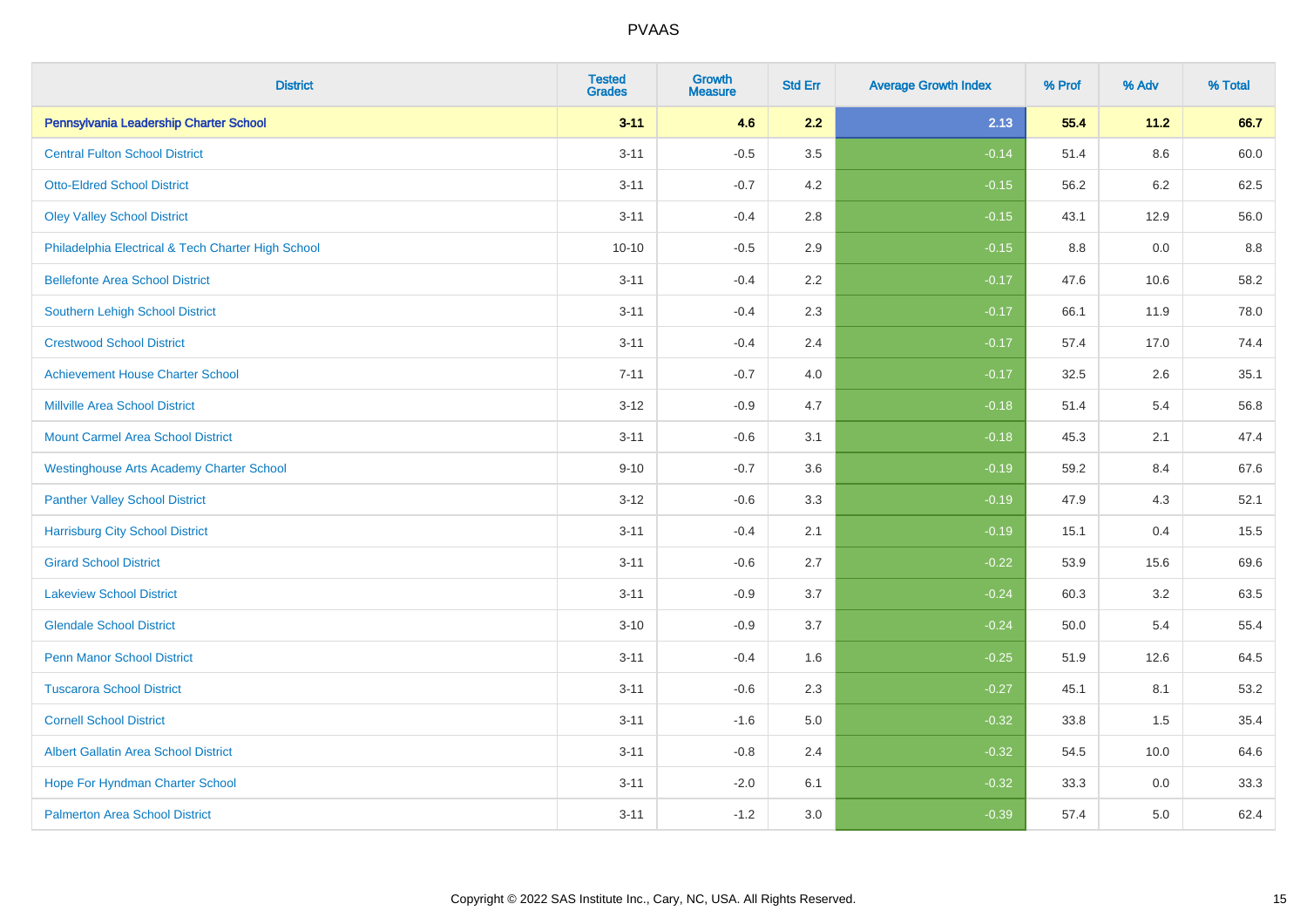| District | Tested Grades | Growth Measure | Std Err | Average Growth Index | % Prof | % Adv | % Total |
|---|---|---|---|---|---|---|---|
| **Pennsylvania Leadership Charter School** | **3-11** | **4.6** | **2.2** | **2.13** | **55.4** | **11.2** | **66.7** |
| Central Fulton School District | 3-11 | -0.5 | 3.5 | -0.14 | 51.4 | 8.6 | 60.0 |
| Otto-Eldred School District | 3-11 | -0.7 | 4.2 | -0.15 | 56.2 | 6.2 | 62.5 |
| Oley Valley School District | 3-11 | -0.4 | 2.8 | -0.15 | 43.1 | 12.9 | 56.0 |
| Philadelphia Electrical & Tech Charter High School | 10-10 | -0.5 | 2.9 | -0.15 | 8.8 | 0.0 | 8.8 |
| Bellefonte Area School District | 3-11 | -0.4 | 2.2 | -0.17 | 47.6 | 10.6 | 58.2 |
| Southern Lehigh School District | 3-11 | -0.4 | 2.3 | -0.17 | 66.1 | 11.9 | 78.0 |
| Crestwood School District | 3-11 | -0.4 | 2.4 | -0.17 | 57.4 | 17.0 | 74.4 |
| Achievement House Charter School | 7-11 | -0.7 | 4.0 | -0.17 | 32.5 | 2.6 | 35.1 |
| Millville Area School District | 3-12 | -0.9 | 4.7 | -0.18 | 51.4 | 5.4 | 56.8 |
| Mount Carmel Area School District | 3-11 | -0.6 | 3.1 | -0.18 | 45.3 | 2.1 | 47.4 |
| Westinghouse Arts Academy Charter School | 9-10 | -0.7 | 3.6 | -0.19 | 59.2 | 8.4 | 67.6 |
| Panther Valley School District | 3-12 | -0.6 | 3.3 | -0.19 | 47.9 | 4.3 | 52.1 |
| Harrisburg City School District | 3-11 | -0.4 | 2.1 | -0.19 | 15.1 | 0.4 | 15.5 |
| Girard School District | 3-11 | -0.6 | 2.7 | -0.22 | 53.9 | 15.6 | 69.6 |
| Lakeview School District | 3-11 | -0.9 | 3.7 | -0.24 | 60.3 | 3.2 | 63.5 |
| Glendale School District | 3-10 | -0.9 | 3.7 | -0.24 | 50.0 | 5.4 | 55.4 |
| Penn Manor School District | 3-11 | -0.4 | 1.6 | -0.25 | 51.9 | 12.6 | 64.5 |
| Tuscarora School District | 3-11 | -0.6 | 2.3 | -0.27 | 45.1 | 8.1 | 53.2 |
| Cornell School District | 3-11 | -1.6 | 5.0 | -0.32 | 33.8 | 1.5 | 35.4 |
| Albert Gallatin Area School District | 3-11 | -0.8 | 2.4 | -0.32 | 54.5 | 10.0 | 64.6 |
| Hope For Hyndman Charter School | 3-11 | -2.0 | 6.1 | -0.32 | 33.3 | 0.0 | 33.3 |
| Palmerton Area School District | 3-11 | -1.2 | 3.0 | -0.39 | 57.4 | 5.0 | 62.4 |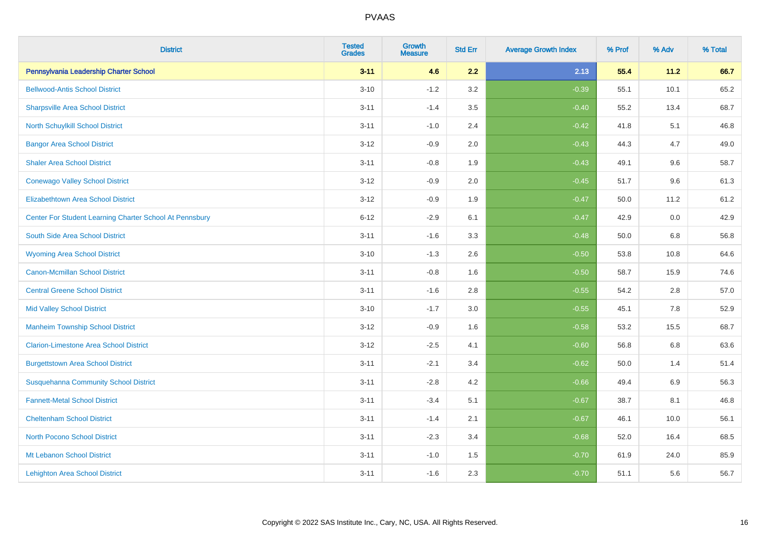# PVAAS

| District | Tested Grades | Growth Measure | Std Err | Average Growth Index | % Prof | % Adv | % Total |
|---|---|---|---|---|---|---|---|
| **Pennsylvania Leadership Charter School** | **3-11** | **4.6** | **2.2** | **2.13** | **55.4** | **11.2** | **66.7** |
| Bellwood-Antis School District | 3-10 | -1.2 | 3.2 | -0.39 | 55.1 | 10.1 | 65.2 |
| Sharpsville Area School District | 3-11 | -1.4 | 3.5 | -0.40 | 55.2 | 13.4 | 68.7 |
| North Schuylkill School District | 3-11 | -1.0 | 2.4 | -0.42 | 41.8 | 5.1 | 46.8 |
| Bangor Area School District | 3-12 | -0.9 | 2.0 | -0.43 | 44.3 | 4.7 | 49.0 |
| Shaler Area School District | 3-11 | -0.8 | 1.9 | -0.43 | 49.1 | 9.6 | 58.7 |
| Conewago Valley School District | 3-12 | -0.9 | 2.0 | -0.45 | 51.7 | 9.6 | 61.3 |
| Elizabethtown Area School District | 3-12 | -0.9 | 1.9 | -0.47 | 50.0 | 11.2 | 61.2 |
| Center For Student Learning Charter School At Pennsbury | 6-12 | -2.9 | 6.1 | -0.47 | 42.9 | 0.0 | 42.9 |
| South Side Area School District | 3-11 | -1.6 | 3.3 | -0.48 | 50.0 | 6.8 | 56.8 |
| Wyoming Area School District | 3-10 | -1.3 | 2.6 | -0.50 | 53.8 | 10.8 | 64.6 |
| Canon-Mcmillan School District | 3-11 | -0.8 | 1.6 | -0.50 | 58.7 | 15.9 | 74.6 |
| Central Greene School District | 3-11 | -1.6 | 2.8 | -0.55 | 54.2 | 2.8 | 57.0 |
| Mid Valley School District | 3-10 | -1.7 | 3.0 | -0.55 | 45.1 | 7.8 | 52.9 |
| Manheim Township School District | 3-12 | -0.9 | 1.6 | -0.58 | 53.2 | 15.5 | 68.7 |
| Clarion-Limestone Area School District | 3-12 | -2.5 | 4.1 | -0.60 | 56.8 | 6.8 | 63.6 |
| Burgettstown Area School District | 3-11 | -2.1 | 3.4 | -0.62 | 50.0 | 1.4 | 51.4 |
| Susquehanna Community School District | 3-11 | -2.8 | 4.2 | -0.66 | 49.4 | 6.9 | 56.3 |
| Fannett-Metal School District | 3-11 | -3.4 | 5.1 | -0.67 | 38.7 | 8.1 | 46.8 |
| Cheltenham School District | 3-11 | -1.4 | 2.1 | -0.67 | 46.1 | 10.0 | 56.1 |
| North Pocono School District | 3-11 | -2.3 | 3.4 | -0.68 | 52.0 | 16.4 | 68.5 |
| Mt Lebanon School District | 3-11 | -1.0 | 1.5 | -0.70 | 61.9 | 24.0 | 85.9 |
| Lehighton Area School District | 3-11 | -1.6 | 2.3 | -0.70 | 51.1 | 5.6 | 56.7 |

Copyright © 2022 SAS Institute Inc., Cary, NC, USA. All Rights Reserved.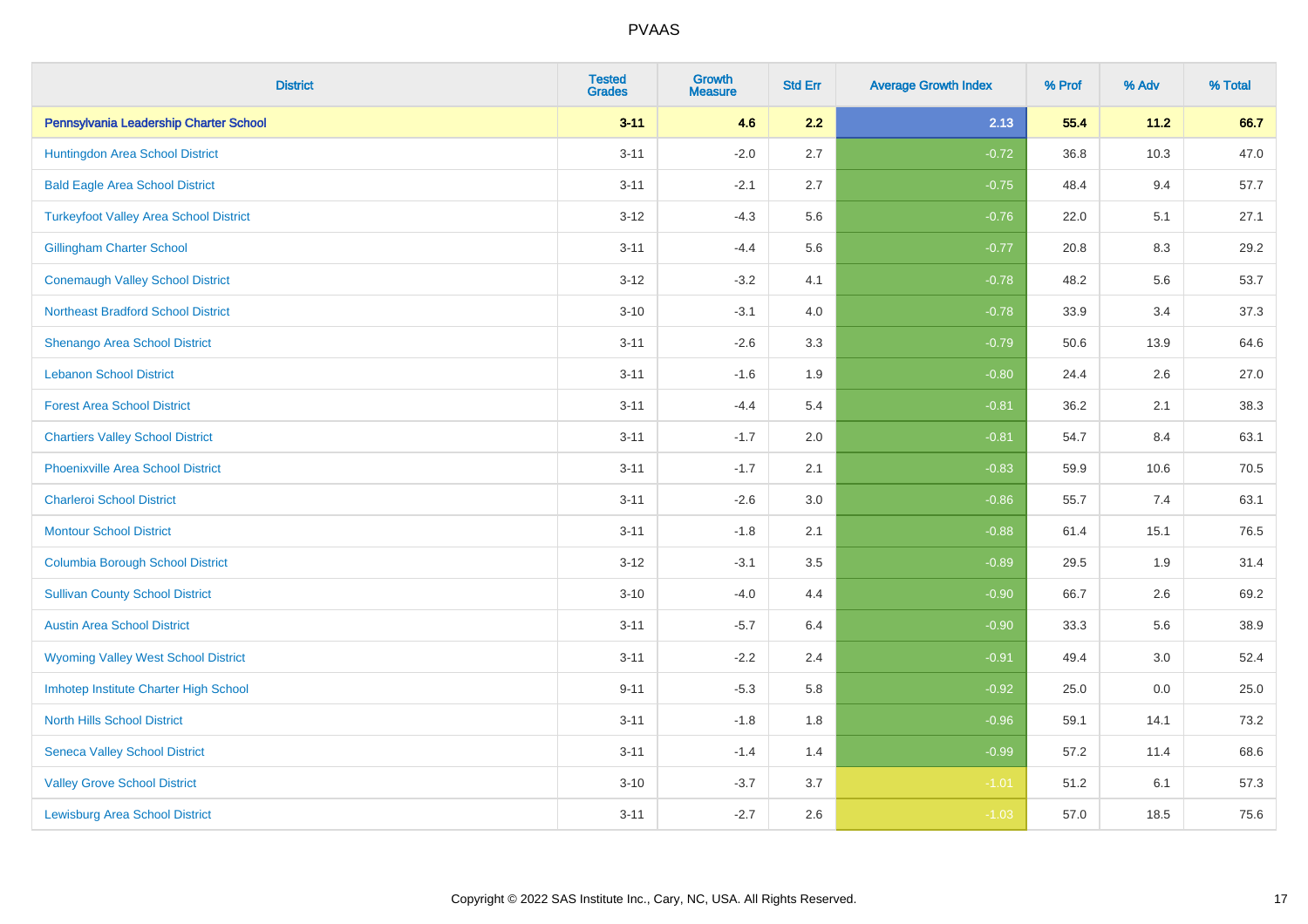| District | Tested Grades | Growth Measure | Std Err | Average Growth Index | % Prof | % Adv | % Total |
|---|---|---|---|---|---|---|---|
| **Pennsylvania Leadership Charter School** | **3-11** | **4.6** | **2.2** | **2.13** | **55.4** | **11.2** | **66.7** |
| Huntingdon Area School District | 3-11 | -2.0 | 2.7 | -0.72 | 36.8 | 10.3 | 47.0 |
| Bald Eagle Area School District | 3-11 | -2.1 | 2.7 | -0.75 | 48.4 | 9.4 | 57.7 |
| Turkeyfoot Valley Area School District | 3-12 | -4.3 | 5.6 | -0.76 | 22.0 | 5.1 | 27.1 |
| Gillingham Charter School | 3-11 | -4.4 | 5.6 | -0.77 | 20.8 | 8.3 | 29.2 |
| Conemaugh Valley School District | 3-12 | -3.2 | 4.1 | -0.78 | 48.2 | 5.6 | 53.7 |
| Northeast Bradford School District | 3-10 | -3.1 | 4.0 | -0.78 | 33.9 | 3.4 | 37.3 |
| Shenango Area School District | 3-11 | -2.6 | 3.3 | -0.79 | 50.6 | 13.9 | 64.6 |
| Lebanon School District | 3-11 | -1.6 | 1.9 | -0.80 | 24.4 | 2.6 | 27.0 |
| Forest Area School District | 3-11 | -4.4 | 5.4 | -0.81 | 36.2 | 2.1 | 38.3 |
| Chartiers Valley School District | 3-11 | -1.7 | 2.0 | -0.81 | 54.7 | 8.4 | 63.1 |
| Phoenixville Area School District | 3-11 | -1.7 | 2.1 | -0.83 | 59.9 | 10.6 | 70.5 |
| Charleroi School District | 3-11 | -2.6 | 3.0 | -0.86 | 55.7 | 7.4 | 63.1 |
| Montour School District | 3-11 | -1.8 | 2.1 | -0.88 | 61.4 | 15.1 | 76.5 |
| Columbia Borough School District | 3-12 | -3.1 | 3.5 | -0.89 | 29.5 | 1.9 | 31.4 |
| Sullivan County School District | 3-10 | -4.0 | 4.4 | -0.90 | 66.7 | 2.6 | 69.2 |
| Austin Area School District | 3-11 | -5.7 | 6.4 | -0.90 | 33.3 | 5.6 | 38.9 |
| Wyoming Valley West School District | 3-11 | -2.2 | 2.4 | -0.91 | 49.4 | 3.0 | 52.4 |
| Imhotep Institute Charter High School | 9-11 | -5.3 | 5.8 | -0.92 | 25.0 | 0.0 | 25.0 |
| North Hills School District | 3-11 | -1.8 | 1.8 | -0.96 | 59.1 | 14.1 | 73.2 |
| Seneca Valley School District | 3-11 | -1.4 | 1.4 | -0.99 | 57.2 | 11.4 | 68.6 |
| Valley Grove School District | 3-10 | -3.7 | 3.7 | -1.01 | 51.2 | 6.1 | 57.3 |
| Lewisburg Area School District | 3-11 | -2.7 | 2.6 | -1.03 | 57.0 | 18.5 | 75.6 |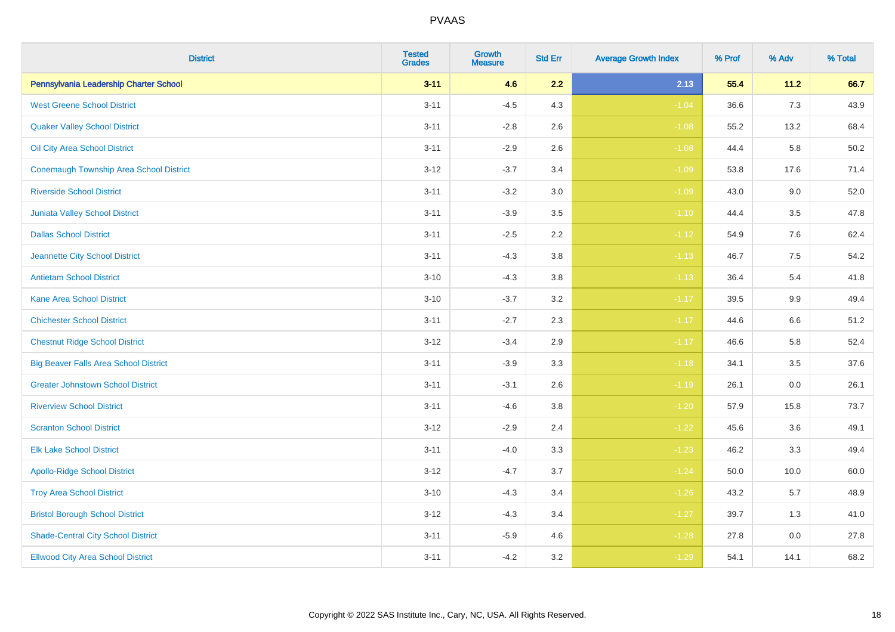| District | Tested Grades | Growth Measure | Std Err | Average Growth Index | % Prof | % Adv | % Total |
|---|---|---|---|---|---|---|---|
| **Pennsylvania Leadership Charter School** | **3-11** | **4.6** | **2.2** | **2.13** | **55.4** | **11.2** | **66.7** |
| West Greene School District | 3-11 | -4.5 | 4.3 | -1.04 | 36.6 | 7.3 | 43.9 |
| Quaker Valley School District | 3-11 | -2.8 | 2.6 | -1.08 | 55.2 | 13.2 | 68.4 |
| Oil City Area School District | 3-11 | -2.9 | 2.6 | -1.08 | 44.4 | 5.8 | 50.2 |
| Conemaugh Township Area School District | 3-12 | -3.7 | 3.4 | -1.09 | 53.8 | 17.6 | 71.4 |
| Riverside School District | 3-11 | -3.2 | 3.0 | -1.09 | 43.0 | 9.0 | 52.0 |
| Juniata Valley School District | 3-11 | -3.9 | 3.5 | -1.10 | 44.4 | 3.5 | 47.8 |
| Dallas School District | 3-11 | -2.5 | 2.2 | -1.12 | 54.9 | 7.6 | 62.4 |
| Jeannette City School District | 3-11 | -4.3 | 3.8 | -1.13 | 46.7 | 7.5 | 54.2 |
| Antietam School District | 3-10 | -4.3 | 3.8 | -1.13 | 36.4 | 5.4 | 41.8 |
| Kane Area School District | 3-10 | -3.7 | 3.2 | -1.17 | 39.5 | 9.9 | 49.4 |
| Chichester School District | 3-11 | -2.7 | 2.3 | -1.17 | 44.6 | 6.6 | 51.2 |
| Chestnut Ridge School District | 3-12 | -3.4 | 2.9 | -1.17 | 46.6 | 5.8 | 52.4 |
| Big Beaver Falls Area School District | 3-11 | -3.9 | 3.3 | -1.18 | 34.1 | 3.5 | 37.6 |
| Greater Johnstown School District | 3-11 | -3.1 | 2.6 | -1.19 | 26.1 | 0.0 | 26.1 |
| Riverview School District | 3-11 | -4.6 | 3.8 | -1.20 | 57.9 | 15.8 | 73.7 |
| Scranton School District | 3-12 | -2.9 | 2.4 | -1.22 | 45.6 | 3.6 | 49.1 |
| Elk Lake School District | 3-11 | -4.0 | 3.3 | -1.23 | 46.2 | 3.3 | 49.4 |
| Apollo-Ridge School District | 3-12 | -4.7 | 3.7 | -1.24 | 50.0 | 10.0 | 60.0 |
| Troy Area School District | 3-10 | -4.3 | 3.4 | -1.26 | 43.2 | 5.7 | 48.9 |
| Bristol Borough School District | 3-12 | -4.3 | 3.4 | -1.27 | 39.7 | 1.3 | 41.0 |
| Shade-Central City School District | 3-11 | -5.9 | 4.6 | -1.28 | 27.8 | 0.0 | 27.8 |
| Ellwood City Area School District | 3-11 | -4.2 | 3.2 | -1.29 | 54.1 | 14.1 | 68.2 |

Copyright © 2022 SAS Institute Inc., Cary, NC, USA. All Rights Reserved.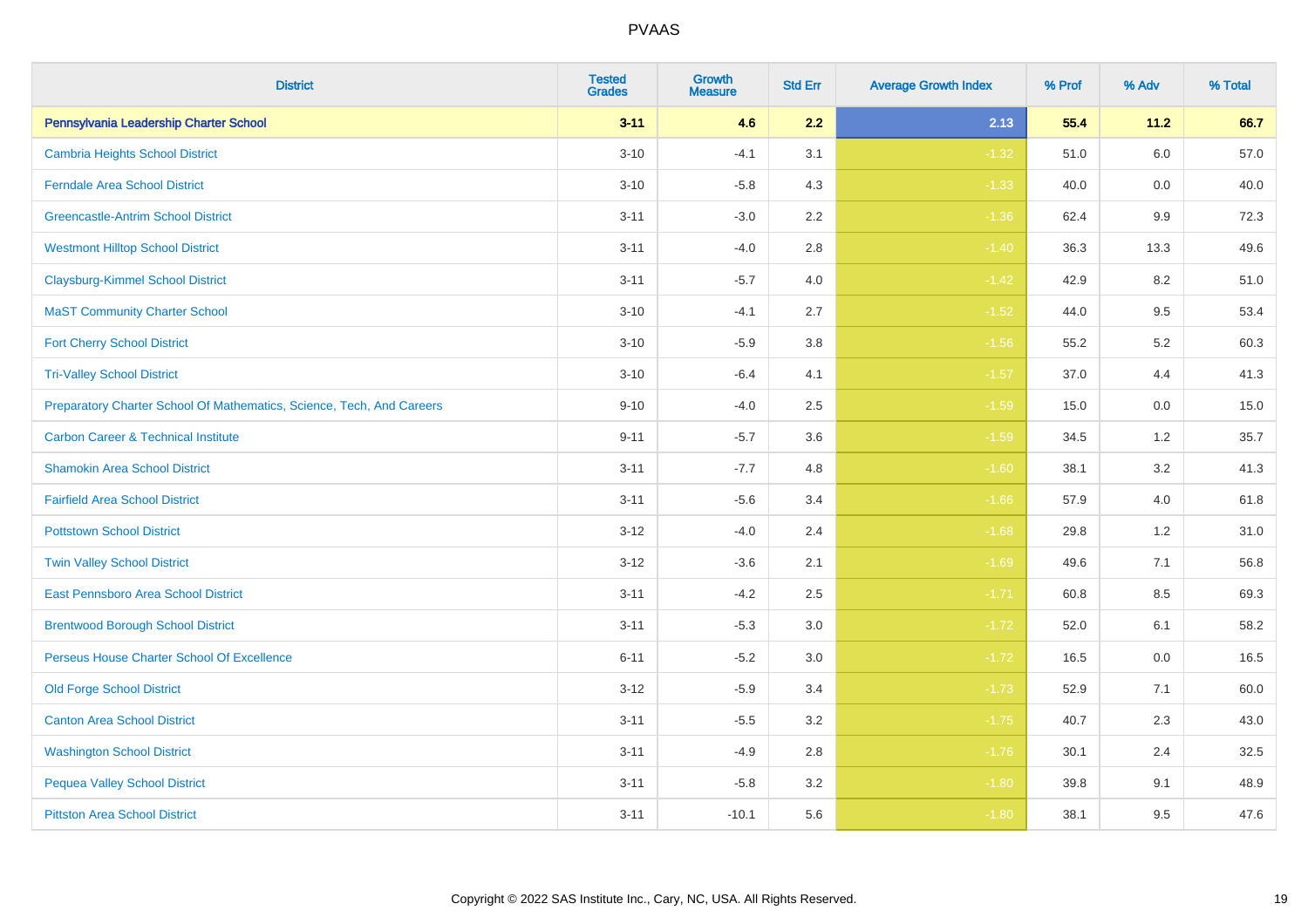| District | Tested Grades | Growth Measure | Std Err | Average Growth Index | % Prof | % Adv | % Total |
|---|---|---|---|---|---|---|---|
| **Pennsylvania Leadership Charter School** | **3-11** | **4.6** | **2.2** | **2.13** | **55.4** | **11.2** | **66.7** |
| Cambria Heights School District | 3-10 | -4.1 | 3.1 | -1.32 | 51.0 | 6.0 | 57.0 |
| Ferndale Area School District | 3-10 | -5.8 | 4.3 | -1.33 | 40.0 | 0.0 | 40.0 |
| Greencastle-Antrim School District | 3-11 | -3.0 | 2.2 | -1.36 | 62.4 | 9.9 | 72.3 |
| Westmont Hilltop School District | 3-11 | -4.0 | 2.8 | -1.40 | 36.3 | 13.3 | 49.6 |
| Claysburg-Kimmel School District | 3-11 | -5.7 | 4.0 | -1.42 | 42.9 | 8.2 | 51.0 |
| MaST Community Charter School | 3-10 | -4.1 | 2.7 | -1.52 | 44.0 | 9.5 | 53.4 |
| Fort Cherry School District | 3-10 | -5.9 | 3.8 | -1.56 | 55.2 | 5.2 | 60.3 |
| Tri-Valley School District | 3-10 | -6.4 | 4.1 | -1.57 | 37.0 | 4.4 | 41.3 |
| Preparatory Charter School Of Mathematics, Science, Tech, And Careers | 9-10 | -4.0 | 2.5 | -1.59 | 15.0 | 0.0 | 15.0 |
| Carbon Career & Technical Institute | 9-11 | -5.7 | 3.6 | -1.59 | 34.5 | 1.2 | 35.7 |
| Shamokin Area School District | 3-11 | -7.7 | 4.8 | -1.60 | 38.1 | 3.2 | 41.3 |
| Fairfield Area School District | 3-11 | -5.6 | 3.4 | -1.66 | 57.9 | 4.0 | 61.8 |
| Pottstown School District | 3-12 | -4.0 | 2.4 | -1.68 | 29.8 | 1.2 | 31.0 |
| Twin Valley School District | 3-12 | -3.6 | 2.1 | -1.69 | 49.6 | 7.1 | 56.8 |
| East Pennsboro Area School District | 3-11 | -4.2 | 2.5 | -1.71 | 60.8 | 8.5 | 69.3 |
| Brentwood Borough School District | 3-11 | -5.3 | 3.0 | -1.72 | 52.0 | 6.1 | 58.2 |
| Perseus House Charter School Of Excellence | 6-11 | -5.2 | 3.0 | -1.72 | 16.5 | 0.0 | 16.5 |
| Old Forge School District | 3-12 | -5.9 | 3.4 | -1.73 | 52.9 | 7.1 | 60.0 |
| Canton Area School District | 3-11 | -5.5 | 3.2 | -1.75 | 40.7 | 2.3 | 43.0 |
| Washington School District | 3-11 | -4.9 | 2.8 | -1.76 | 30.1 | 2.4 | 32.5 |
| Pequea Valley School District | 3-11 | -5.8 | 3.2 | -1.80 | 39.8 | 9.1 | 48.9 |
| Pittston Area School District | 3-11 | -10.1 | 5.6 | -1.80 | 38.1 | 9.5 | 47.6 |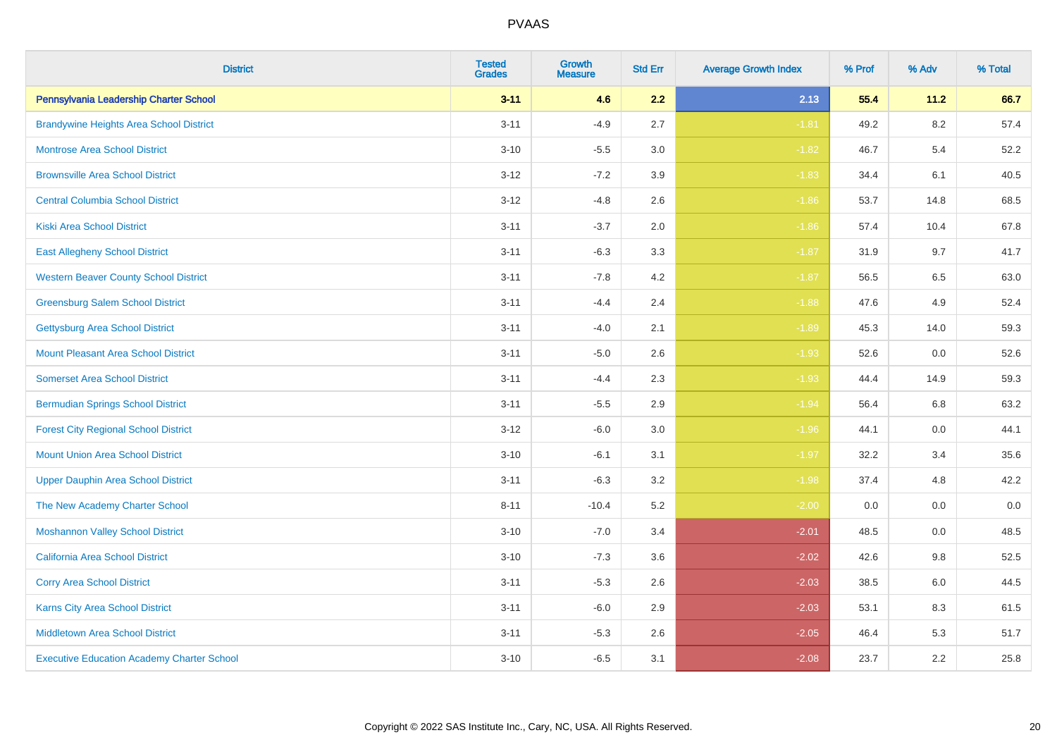# PVAAS

| District | Tested Grades | Growth Measure | Std Err | Average Growth Index | % Prof | % Adv | % Total |
|---|---|---|---|---|---|---|---|
| **Pennsylvania Leadership Charter School** | **3-11** | **4.6** | **2.2** | **2.13** | **55.4** | **11.2** | **66.7** |
| Brandywine Heights Area School District | 3-11 | -4.9 | 2.7 | -1.81 | 49.2 | 8.2 | 57.4 |
| Montrose Area School District | 3-10 | -5.5 | 3.0 | -1.82 | 46.7 | 5.4 | 52.2 |
| Brownsville Area School District | 3-12 | -7.2 | 3.9 | -1.83 | 34.4 | 6.1 | 40.5 |
| Central Columbia School District | 3-12 | -4.8 | 2.6 | -1.86 | 53.7 | 14.8 | 68.5 |
| Kiski Area School District | 3-11 | -3.7 | 2.0 | -1.86 | 57.4 | 10.4 | 67.8 |
| East Allegheny School District | 3-11 | -6.3 | 3.3 | -1.87 | 31.9 | 9.7 | 41.7 |
| Western Beaver County School District | 3-11 | -7.8 | 4.2 | -1.87 | 56.5 | 6.5 | 63.0 |
| Greensburg Salem School District | 3-11 | -4.4 | 2.4 | -1.88 | 47.6 | 4.9 | 52.4 |
| Gettysburg Area School District | 3-11 | -4.0 | 2.1 | -1.89 | 45.3 | 14.0 | 59.3 |
| Mount Pleasant Area School District | 3-11 | -5.0 | 2.6 | -1.93 | 52.6 | 0.0 | 52.6 |
| Somerset Area School District | 3-11 | -4.4 | 2.3 | -1.93 | 44.4 | 14.9 | 59.3 |
| Bermudian Springs School District | 3-11 | -5.5 | 2.9 | -1.94 | 56.4 | 6.8 | 63.2 |
| Forest City Regional School District | 3-12 | -6.0 | 3.0 | -1.96 | 44.1 | 0.0 | 44.1 |
| Mount Union Area School District | 3-10 | -6.1 | 3.1 | -1.97 | 32.2 | 3.4 | 35.6 |
| Upper Dauphin Area School District | 3-11 | -6.3 | 3.2 | -1.98 | 37.4 | 4.8 | 42.2 |
| The New Academy Charter School | 8-11 | -10.4 | 5.2 | -2.00 | 0.0 | 0.0 | 0.0 |
| Moshannon Valley School District | 3-10 | -7.0 | 3.4 | -2.01 | 48.5 | 0.0 | 48.5 |
| California Area School District | 3-10 | -7.3 | 3.6 | -2.02 | 42.6 | 9.8 | 52.5 |
| Corry Area School District | 3-11 | -5.3 | 2.6 | -2.03 | 38.5 | 6.0 | 44.5 |
| Karns City Area School District | 3-11 | -6.0 | 2.9 | -2.03 | 53.1 | 8.3 | 61.5 |
| Middletown Area School District | 3-11 | -5.3 | 2.6 | -2.05 | 46.4 | 5.3 | 51.7 |
| Executive Education Academy Charter School | 3-10 | -6.5 | 3.1 | -2.08 | 23.7 | 2.2 | 25.8 |

Copyright © 2022 SAS Institute Inc., Cary, NC, USA. All Rights Reserved.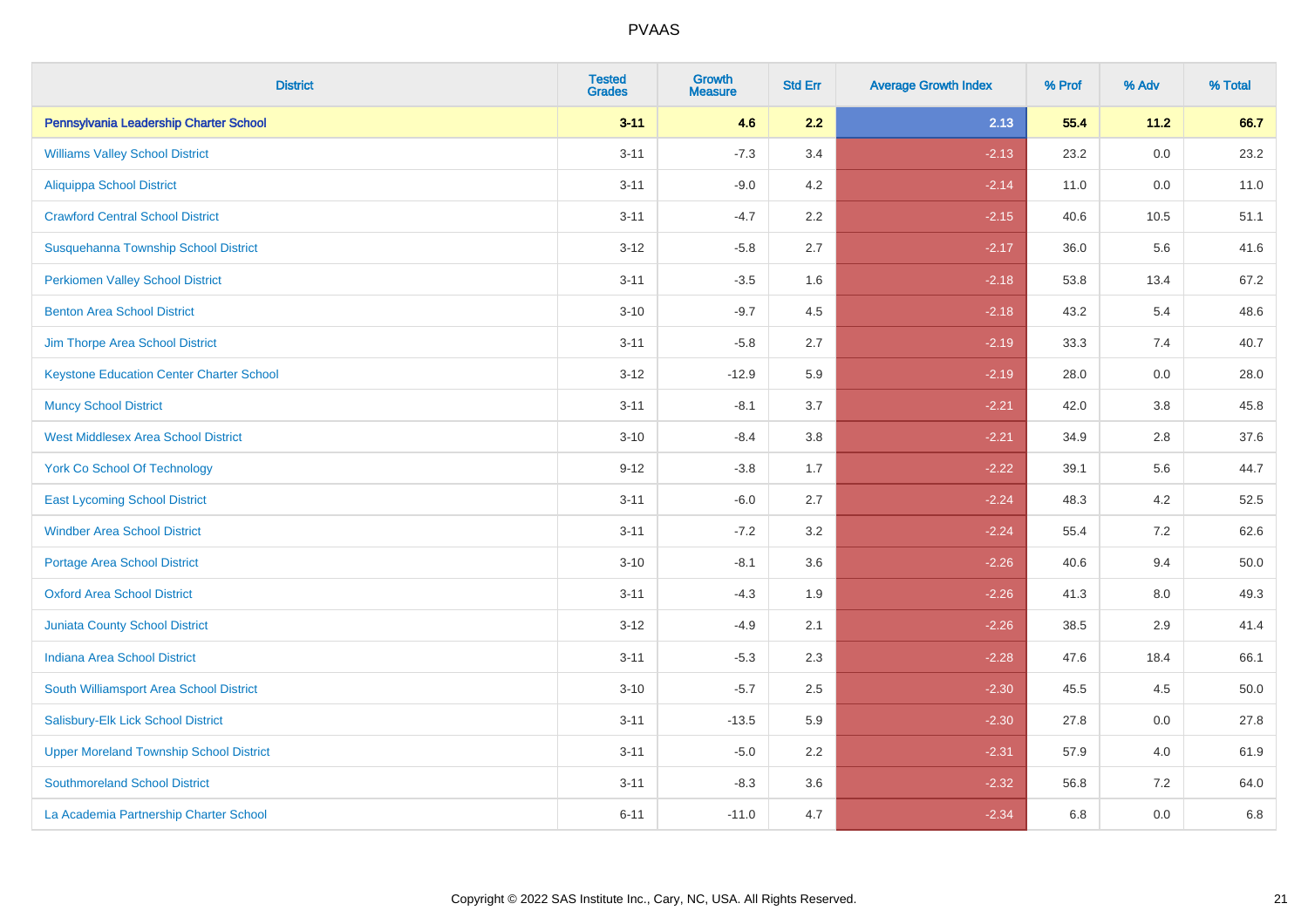PVAAS

| District | Tested Grades | Growth Measure | Std Err | Average Growth Index | % Prof | % Adv | % Total |
|---|---|---|---|---|---|---|---|
| **Pennsylvania Leadership Charter School** | **3-11** | **4.6** | **2.2** | **2.13** | **55.4** | **11.2** | **66.7** |
| Williams Valley School District | 3-11 | -7.3 | 3.4 | -2.13 | 23.2 | 0.0 | 23.2 |
| Aliquippa School District | 3-11 | -9.0 | 4.2 | -2.14 | 11.0 | 0.0 | 11.0 |
| Crawford Central School District | 3-11 | -4.7 | 2.2 | -2.15 | 40.6 | 10.5 | 51.1 |
| Susquehanna Township School District | 3-12 | -5.8 | 2.7 | -2.17 | 36.0 | 5.6 | 41.6 |
| Perkiomen Valley School District | 3-11 | -3.5 | 1.6 | -2.18 | 53.8 | 13.4 | 67.2 |
| Benton Area School District | 3-10 | -9.7 | 4.5 | -2.18 | 43.2 | 5.4 | 48.6 |
| Jim Thorpe Area School District | 3-11 | -5.8 | 2.7 | -2.19 | 33.3 | 7.4 | 40.7 |
| Keystone Education Center Charter School | 3-12 | -12.9 | 5.9 | -2.19 | 28.0 | 0.0 | 28.0 |
| Muncy School District | 3-11 | -8.1 | 3.7 | -2.21 | 42.0 | 3.8 | 45.8 |
| West Middlesex Area School District | 3-10 | -8.4 | 3.8 | -2.21 | 34.9 | 2.8 | 37.6 |
| York Co School Of Technology | 9-12 | -3.8 | 1.7 | -2.22 | 39.1 | 5.6 | 44.7 |
| East Lycoming School District | 3-11 | -6.0 | 2.7 | -2.24 | 48.3 | 4.2 | 52.5 |
| Windber Area School District | 3-11 | -7.2 | 3.2 | -2.24 | 55.4 | 7.2 | 62.6 |
| Portage Area School District | 3-10 | -8.1 | 3.6 | -2.26 | 40.6 | 9.4 | 50.0 |
| Oxford Area School District | 3-11 | -4.3 | 1.9 | -2.26 | 41.3 | 8.0 | 49.3 |
| Juniata County School District | 3-12 | -4.9 | 2.1 | -2.26 | 38.5 | 2.9 | 41.4 |
| Indiana Area School District | 3-11 | -5.3 | 2.3 | -2.28 | 47.6 | 18.4 | 66.1 |
| South Williamsport Area School District | 3-10 | -5.7 | 2.5 | -2.30 | 45.5 | 4.5 | 50.0 |
| Salisbury-Elk Lick School District | 3-11 | -13.5 | 5.9 | -2.30 | 27.8 | 0.0 | 27.8 |
| Upper Moreland Township School District | 3-11 | -5.0 | 2.2 | -2.31 | 57.9 | 4.0 | 61.9 |
| Southmoreland School District | 3-11 | -8.3 | 3.6 | -2.32 | 56.8 | 7.2 | 64.0 |
| La Academia Partnership Charter School | 6-11 | -11.0 | 4.7 | -2.34 | 6.8 | 0.0 | 6.8 |

Copyright © 2022 SAS Institute Inc., Cary, NC, USA. All Rights Reserved.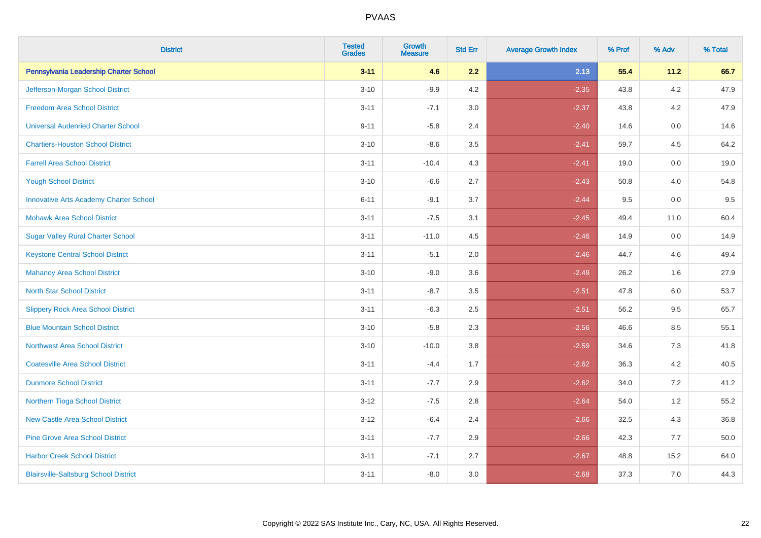# PVAAS

| District | Tested Grades | Growth Measure | Std Err | Average Growth Index | % Prof | % Adv | % Total |
|---|---|---|---|---|---|---|---|
| **Pennsylvania Leadership Charter School** | **3-11** | **4.6** | **2.2** | **2.13** | **55.4** | **11.2** | **66.7** |
| Jefferson-Morgan School District | 3-10 | -9.9 | 4.2 | -2.35 | 43.8 | 4.2 | 47.9 |
| Freedom Area School District | 3-11 | -7.1 | 3.0 | -2.37 | 43.8 | 4.2 | 47.9 |
| Universal Audenried Charter School | 9-11 | -5.8 | 2.4 | -2.40 | 14.6 | 0.0 | 14.6 |
| Chartiers-Houston School District | 3-10 | -8.6 | 3.5 | -2.41 | 59.7 | 4.5 | 64.2 |
| Farrell Area School District | 3-11 | -10.4 | 4.3 | -2.41 | 19.0 | 0.0 | 19.0 |
| Yough School District | 3-10 | -6.6 | 2.7 | -2.43 | 50.8 | 4.0 | 54.8 |
| Innovative Arts Academy Charter School | 6-11 | -9.1 | 3.7 | -2.44 | 9.5 | 0.0 | 9.5 |
| Mohawk Area School District | 3-11 | -7.5 | 3.1 | -2.45 | 49.4 | 11.0 | 60.4 |
| Sugar Valley Rural Charter School | 3-11 | -11.0 | 4.5 | -2.46 | 14.9 | 0.0 | 14.9 |
| Keystone Central School District | 3-11 | -5.1 | 2.0 | -2.46 | 44.7 | 4.6 | 49.4 |
| Mahanoy Area School District | 3-10 | -9.0 | 3.6 | -2.49 | 26.2 | 1.6 | 27.9 |
| North Star School District | 3-11 | -8.7 | 3.5 | -2.51 | 47.8 | 6.0 | 53.7 |
| Slippery Rock Area School District | 3-11 | -6.3 | 2.5 | -2.51 | 56.2 | 9.5 | 65.7 |
| Blue Mountain School District | 3-10 | -5.8 | 2.3 | -2.56 | 46.6 | 8.5 | 55.1 |
| Northwest Area School District | 3-10 | -10.0 | 3.8 | -2.59 | 34.6 | 7.3 | 41.8 |
| Coatesville Area School District | 3-11 | -4.4 | 1.7 | -2.62 | 36.3 | 4.2 | 40.5 |
| Dunmore School District | 3-11 | -7.7 | 2.9 | -2.62 | 34.0 | 7.2 | 41.2 |
| Northern Tioga School District | 3-12 | -7.5 | 2.8 | -2.64 | 54.0 | 1.2 | 55.2 |
| New Castle Area School District | 3-12 | -6.4 | 2.4 | -2.66 | 32.5 | 4.3 | 36.8 |
| Pine Grove Area School District | 3-11 | -7.7 | 2.9 | -2.66 | 42.3 | 7.7 | 50.0 |
| Harbor Creek School District | 3-11 | -7.1 | 2.7 | -2.67 | 48.8 | 15.2 | 64.0 |
| Blairsville-Saltsburg School District | 3-11 | -8.0 | 3.0 | -2.68 | 37.3 | 7.0 | 44.3 |

Copyright © 2022 SAS Institute Inc., Cary, NC, USA. All Rights Reserved.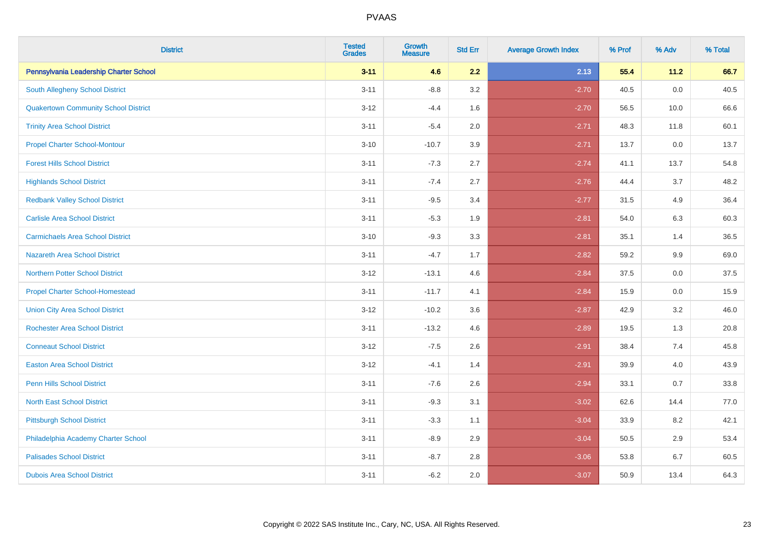| District | Tested Grades | Growth Measure | Std Err | Average Growth Index | % Prof | % Adv | % Total |
|---|---|---|---|---|---|---|---|
| **Pennsylvania Leadership Charter School** | **3-11** | **4.6** | **2.2** | **2.13** | **55.4** | **11.2** | **66.7** |
| South Allegheny School District | 3-11 | -8.8 | 3.2 | -2.70 | 40.5 | 0.0 | 40.5 |
| Quakertown Community School District | 3-12 | -4.4 | 1.6 | -2.70 | 56.5 | 10.0 | 66.6 |
| Trinity Area School District | 3-11 | -5.4 | 2.0 | -2.71 | 48.3 | 11.8 | 60.1 |
| Propel Charter School-Montour | 3-10 | -10.7 | 3.9 | -2.71 | 13.7 | 0.0 | 13.7 |
| Forest Hills School District | 3-11 | -7.3 | 2.7 | -2.74 | 41.1 | 13.7 | 54.8 |
| Highlands School District | 3-11 | -7.4 | 2.7 | -2.76 | 44.4 | 3.7 | 48.2 |
| Redbank Valley School District | 3-11 | -9.5 | 3.4 | -2.77 | 31.5 | 4.9 | 36.4 |
| Carlisle Area School District | 3-11 | -5.3 | 1.9 | -2.81 | 54.0 | 6.3 | 60.3 |
| Carmichaels Area School District | 3-10 | -9.3 | 3.3 | -2.81 | 35.1 | 1.4 | 36.5 |
| Nazareth Area School District | 3-11 | -4.7 | 1.7 | -2.82 | 59.2 | 9.9 | 69.0 |
| Northern Potter School District | 3-12 | -13.1 | 4.6 | -2.84 | 37.5 | 0.0 | 37.5 |
| Propel Charter School-Homestead | 3-11 | -11.7 | 4.1 | -2.84 | 15.9 | 0.0 | 15.9 |
| Union City Area School District | 3-12 | -10.2 | 3.6 | -2.87 | 42.9 | 3.2 | 46.0 |
| Rochester Area School District | 3-11 | -13.2 | 4.6 | -2.89 | 19.5 | 1.3 | 20.8 |
| Conneaut School District | 3-12 | -7.5 | 2.6 | -2.91 | 38.4 | 7.4 | 45.8 |
| Easton Area School District | 3-12 | -4.1 | 1.4 | -2.91 | 39.9 | 4.0 | 43.9 |
| Penn Hills School District | 3-11 | -7.6 | 2.6 | -2.94 | 33.1 | 0.7 | 33.8 |
| North East School District | 3-11 | -9.3 | 3.1 | -3.02 | 62.6 | 14.4 | 77.0 |
| Pittsburgh School District | 3-11 | -3.3 | 1.1 | -3.04 | 33.9 | 8.2 | 42.1 |
| Philadelphia Academy Charter School | 3-11 | -8.9 | 2.9 | -3.04 | 50.5 | 2.9 | 53.4 |
| Palisades School District | 3-11 | -8.7 | 2.8 | -3.06 | 53.8 | 6.7 | 60.5 |
| Dubois Area School District | 3-11 | -6.2 | 2.0 | -3.07 | 50.9 | 13.4 | 64.3 |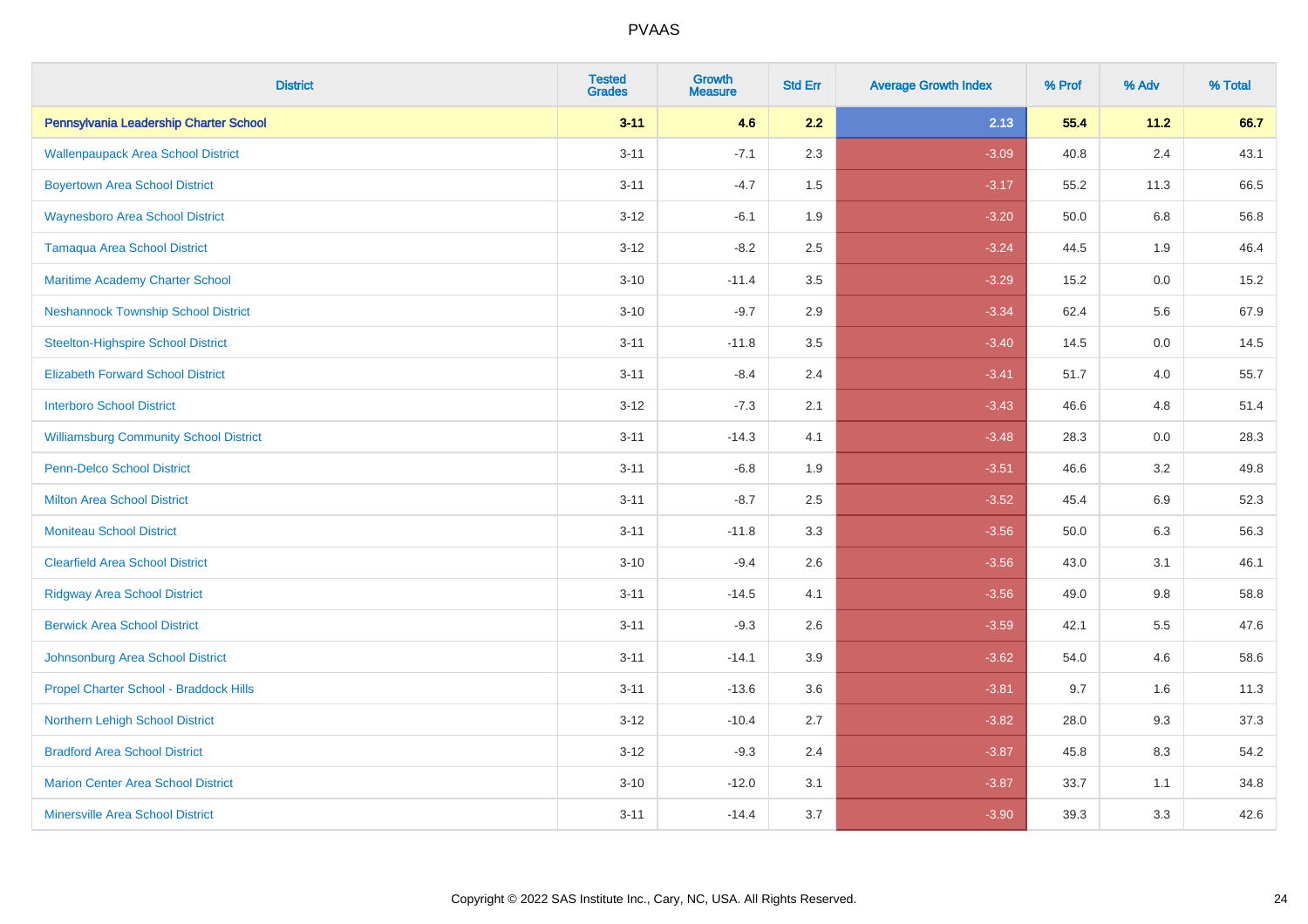PVAAS

| District | Tested Grades | Growth Measure | Std Err | Average Growth Index | % Prof | % Adv | % Total |
|---|---|---|---|---|---|---|---|
| **Pennsylvania Leadership Charter School** | **3-11** | **4.6** | **2.2** | **2.13** | **55.4** | **11.2** | **66.7** |
| Wallenpaupack Area School District | 3-11 | -7.1 | 2.3 | -3.09 | 40.8 | 2.4 | 43.1 |
| Boyertown Area School District | 3-11 | -4.7 | 1.5 | -3.17 | 55.2 | 11.3 | 66.5 |
| Waynesboro Area School District | 3-12 | -6.1 | 1.9 | -3.20 | 50.0 | 6.8 | 56.8 |
| Tamaqua Area School District | 3-12 | -8.2 | 2.5 | -3.24 | 44.5 | 1.9 | 46.4 |
| Maritime Academy Charter School | 3-10 | -11.4 | 3.5 | -3.29 | 15.2 | 0.0 | 15.2 |
| Neshannock Township School District | 3-10 | -9.7 | 2.9 | -3.34 | 62.4 | 5.6 | 67.9 |
| Steelton-Highspire School District | 3-11 | -11.8 | 3.5 | -3.40 | 14.5 | 0.0 | 14.5 |
| Elizabeth Forward School District | 3-11 | -8.4 | 2.4 | -3.41 | 51.7 | 4.0 | 55.7 |
| Interboro School District | 3-12 | -7.3 | 2.1 | -3.43 | 46.6 | 4.8 | 51.4 |
| Williamsburg Community School District | 3-11 | -14.3 | 4.1 | -3.48 | 28.3 | 0.0 | 28.3 |
| Penn-Delco School District | 3-11 | -6.8 | 1.9 | -3.51 | 46.6 | 3.2 | 49.8 |
| Milton Area School District | 3-11 | -8.7 | 2.5 | -3.52 | 45.4 | 6.9 | 52.3 |
| Moniteau School District | 3-11 | -11.8 | 3.3 | -3.56 | 50.0 | 6.3 | 56.3 |
| Clearfield Area School District | 3-10 | -9.4 | 2.6 | -3.56 | 43.0 | 3.1 | 46.1 |
| Ridgway Area School District | 3-11 | -14.5 | 4.1 | -3.56 | 49.0 | 9.8 | 58.8 |
| Berwick Area School District | 3-11 | -9.3 | 2.6 | -3.59 | 42.1 | 5.5 | 47.6 |
| Johnsonburg Area School District | 3-11 | -14.1 | 3.9 | -3.62 | 54.0 | 4.6 | 58.6 |
| Propel Charter School - Braddock Hills | 3-11 | -13.6 | 3.6 | -3.81 | 9.7 | 1.6 | 11.3 |
| Northern Lehigh School District | 3-12 | -10.4 | 2.7 | -3.82 | 28.0 | 9.3 | 37.3 |
| Bradford Area School District | 3-12 | -9.3 | 2.4 | -3.87 | 45.8 | 8.3 | 54.2 |
| Marion Center Area School District | 3-10 | -12.0 | 3.1 | -3.87 | 33.7 | 1.1 | 34.8 |
| Minersville Area School District | 3-11 | -14.4 | 3.7 | -3.90 | 39.3 | 3.3 | 42.6 |

Copyright © 2022 SAS Institute Inc., Cary, NC, USA. All Rights Reserved.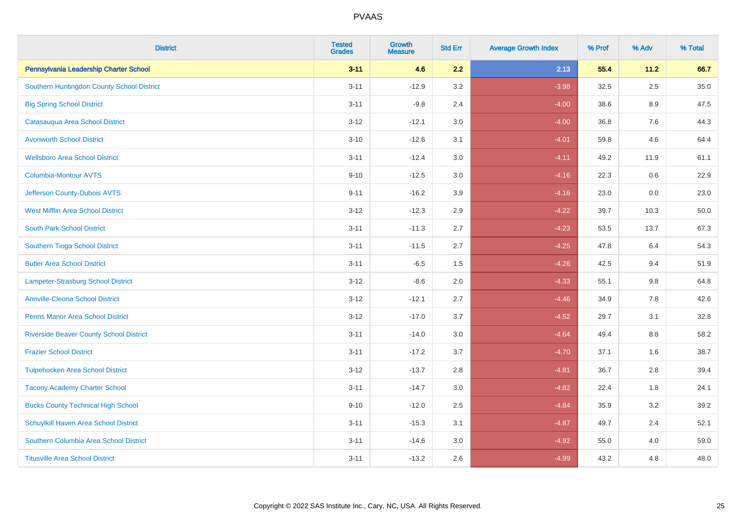| District | Tested Grades | Growth Measure | Std Err | Average Growth Index | % Prof | % Adv | % Total |
|---|---|---|---|---|---|---|---|
| **Pennsylvania Leadership Charter School** | **3-11** | **4.6** | **2.2** | **2.13** | **55.4** | **11.2** | **66.7** |
| Southern Huntingdon County School District | 3-11 | -12.9 | 3.2 | -3.98 | 32.5 | 2.5 | 35.0 |
| Big Spring School District | 3-11 | -9.8 | 2.4 | -4.00 | 38.6 | 8.9 | 47.5 |
| Catasauqua Area School District | 3-12 | -12.1 | 3.0 | -4.00 | 36.8 | 7.6 | 44.3 |
| Avonworth School District | 3-10 | -12.6 | 3.1 | -4.01 | 59.8 | 4.6 | 64.4 |
| Wellsboro Area School District | 3-11 | -12.4 | 3.0 | -4.11 | 49.2 | 11.9 | 61.1 |
| Columbia-Montour AVTS | 9-10 | -12.5 | 3.0 | -4.16 | 22.3 | 0.6 | 22.9 |
| Jefferson County-Dubois AVTS | 9-11 | -16.2 | 3.9 | -4.16 | 23.0 | 0.0 | 23.0 |
| West Mifflin Area School District | 3-12 | -12.3 | 2.9 | -4.22 | 39.7 | 10.3 | 50.0 |
| South Park School District | 3-11 | -11.3 | 2.7 | -4.23 | 53.5 | 13.7 | 67.3 |
| Southern Tioga School District | 3-11 | -11.5 | 2.7 | -4.25 | 47.8 | 6.4 | 54.3 |
| Butler Area School District | 3-11 | -6.5 | 1.5 | -4.26 | 42.5 | 9.4 | 51.9 |
| Lampeter-Strasburg School District | 3-12 | -8.6 | 2.0 | -4.33 | 55.1 | 9.8 | 64.8 |
| Annville-Cleona School District | 3-12 | -12.1 | 2.7 | -4.46 | 34.9 | 7.8 | 42.6 |
| Penns Manor Area School District | 3-12 | -17.0 | 3.7 | -4.52 | 29.7 | 3.1 | 32.8 |
| Riverside Beaver County School District | 3-11 | -14.0 | 3.0 | -4.64 | 49.4 | 8.8 | 58.2 |
| Frazier School District | 3-11 | -17.2 | 3.7 | -4.70 | 37.1 | 1.6 | 38.7 |
| Tulpehocken Area School District | 3-12 | -13.7 | 2.8 | -4.81 | 36.7 | 2.8 | 39.4 |
| Tacony Academy Charter School | 3-11 | -14.7 | 3.0 | -4.82 | 22.4 | 1.8 | 24.1 |
| Bucks County Technical High School | 9-10 | -12.0 | 2.5 | -4.84 | 35.9 | 3.2 | 39.2 |
| Schuylkill Haven Area School District | 3-11 | -15.3 | 3.1 | -4.87 | 49.7 | 2.4 | 52.1 |
| Southern Columbia Area School District | 3-11 | -14.6 | 3.0 | -4.92 | 55.0 | 4.0 | 59.0 |
| Titusville Area School District | 3-11 | -13.2 | 2.6 | -4.99 | 43.2 | 4.8 | 48.0 |

Copyright © 2022 SAS Institute Inc., Cary, NC, USA. All Rights Reserved.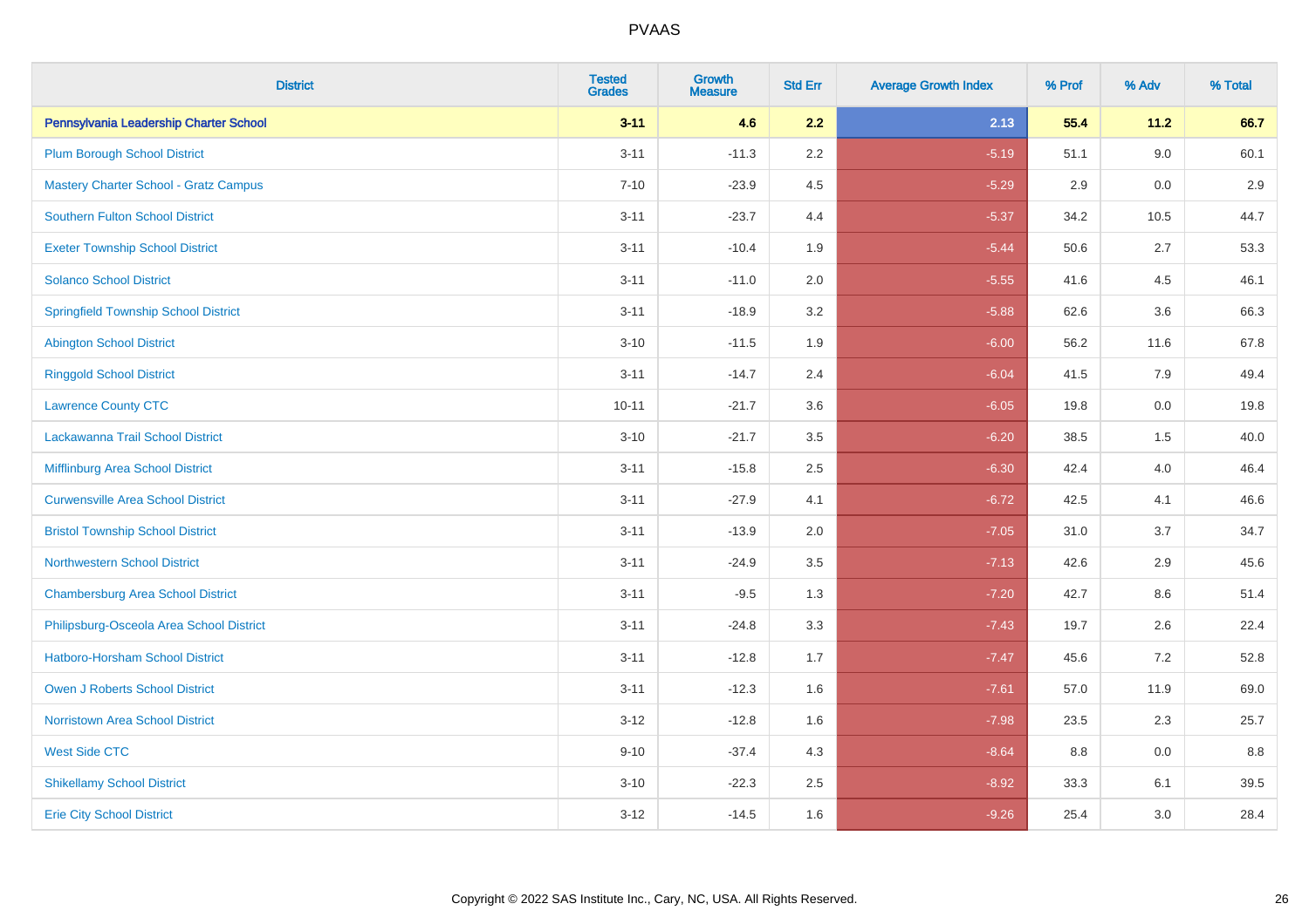| District | Tested Grades | Growth Measure | Std Err | Average Growth Index | % Prof | % Adv | % Total |
|---|---|---|---|---|---|---|---|
| **Pennsylvania Leadership Charter School** | **3-11** | **4.6** | **2.2** | **2.13** | **55.4** | **11.2** | **66.7** |
| Plum Borough School District | 3-11 | -11.3 | 2.2 | -5.19 | 51.1 | 9.0 | 60.1 |
| Mastery Charter School - Gratz Campus | 7-10 | -23.9 | 4.5 | -5.29 | 2.9 | 0.0 | 2.9 |
| Southern Fulton School District | 3-11 | -23.7 | 4.4 | -5.37 | 34.2 | 10.5 | 44.7 |
| Exeter Township School District | 3-11 | -10.4 | 1.9 | -5.44 | 50.6 | 2.7 | 53.3 |
| Solanco School District | 3-11 | -11.0 | 2.0 | -5.55 | 41.6 | 4.5 | 46.1 |
| Springfield Township School District | 3-11 | -18.9 | 3.2 | -5.88 | 62.6 | 3.6 | 66.3 |
| Abington School District | 3-10 | -11.5 | 1.9 | -6.00 | 56.2 | 11.6 | 67.8 |
| Ringgold School District | 3-11 | -14.7 | 2.4 | -6.04 | 41.5 | 7.9 | 49.4 |
| Lawrence County CTC | 10-11 | -21.7 | 3.6 | -6.05 | 19.8 | 0.0 | 19.8 |
| Lackawanna Trail School District | 3-10 | -21.7 | 3.5 | -6.20 | 38.5 | 1.5 | 40.0 |
| Mifflinburg Area School District | 3-11 | -15.8 | 2.5 | -6.30 | 42.4 | 4.0 | 46.4 |
| Curwensville Area School District | 3-11 | -27.9 | 4.1 | -6.72 | 42.5 | 4.1 | 46.6 |
| Bristol Township School District | 3-11 | -13.9 | 2.0 | -7.05 | 31.0 | 3.7 | 34.7 |
| Northwestern School District | 3-11 | -24.9 | 3.5 | -7.13 | 42.6 | 2.9 | 45.6 |
| Chambersburg Area School District | 3-11 | -9.5 | 1.3 | -7.20 | 42.7 | 8.6 | 51.4 |
| Philipsburg-Osceola Area School District | 3-11 | -24.8 | 3.3 | -7.43 | 19.7 | 2.6 | 22.4 |
| Hatboro-Horsham School District | 3-11 | -12.8 | 1.7 | -7.47 | 45.6 | 7.2 | 52.8 |
| Owen J Roberts School District | 3-11 | -12.3 | 1.6 | -7.61 | 57.0 | 11.9 | 69.0 |
| Norristown Area School District | 3-12 | -12.8 | 1.6 | -7.98 | 23.5 | 2.3 | 25.7 |
| West Side CTC | 9-10 | -37.4 | 4.3 | -8.64 | 8.8 | 0.0 | 8.8 |
| Shikellamy School District | 3-10 | -22.3 | 2.5 | -8.92 | 33.3 | 6.1 | 39.5 |
| Erie City School District | 3-12 | -14.5 | 1.6 | -9.26 | 25.4 | 3.0 | 28.4 |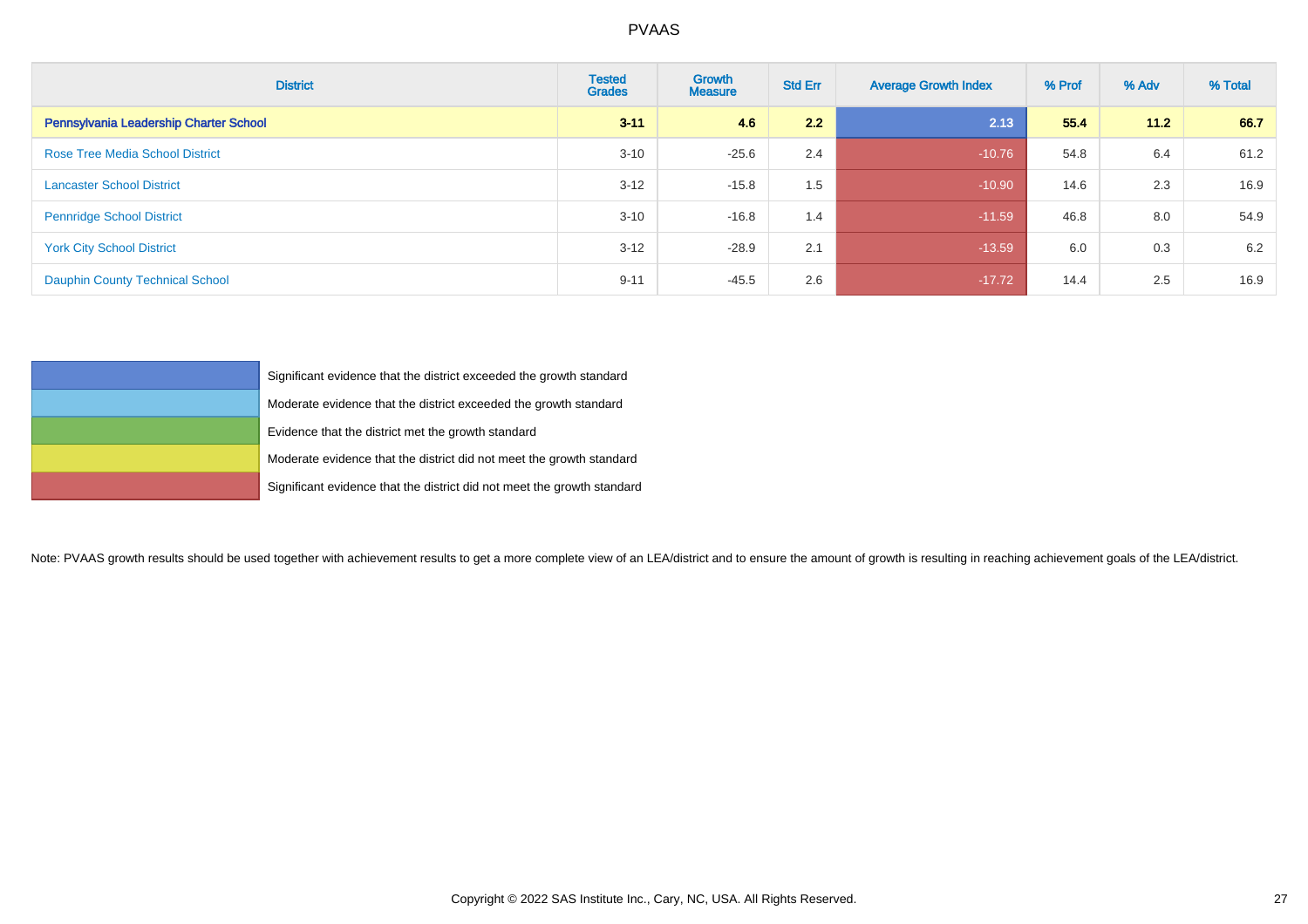# PVAAS

| District | Tested Grades | Growth Measure | Std Err | Average Growth Index | % Prof | % Adv | % Total |
|---|---|---|---|---|---|---|---|
| **Pennsylvania Leadership Charter School** | **3-11** | **4.6** | **2.2** | **2.13** | **55.4** | **11.2** | **66.7** |
| Rose Tree Media School District | 3-10 | -25.6 | 2.4 | -10.76 | 54.8 | 6.4 | 61.2 |
| Lancaster School District | 3-12 | -15.8 | 1.5 | -10.90 | 14.6 | 2.3 | 16.9 |
| Pennridge School District | 3-10 | -16.8 | 1.4 | -11.59 | 46.8 | 8.0 | 54.9 |
| York City School District | 3-12 | -28.9 | 2.1 | -13.59 | 6.0 | 0.3 | 6.2 |
| Dauphin County Technical School | 9-11 | -45.5 | 2.6 | -17.72 | 14.4 | 2.5 | 16.9 |

Significant evidence that the district exceeded the growth standard

Moderate evidence that the district exceeded the growth standard

Evidence that the district met the growth standard

Moderate evidence that the district did not meet the growth standard

Significant evidence that the district did not meet the growth standard

Note: PVAAS growth results should be used together with achievement results to get a more complete view of an LEA/district and to ensure the amount of growth is resulting in reaching achievement goals of the LEA/district.

Copyright © 2022 SAS Institute Inc., Cary, NC, USA. All Rights Reserved.